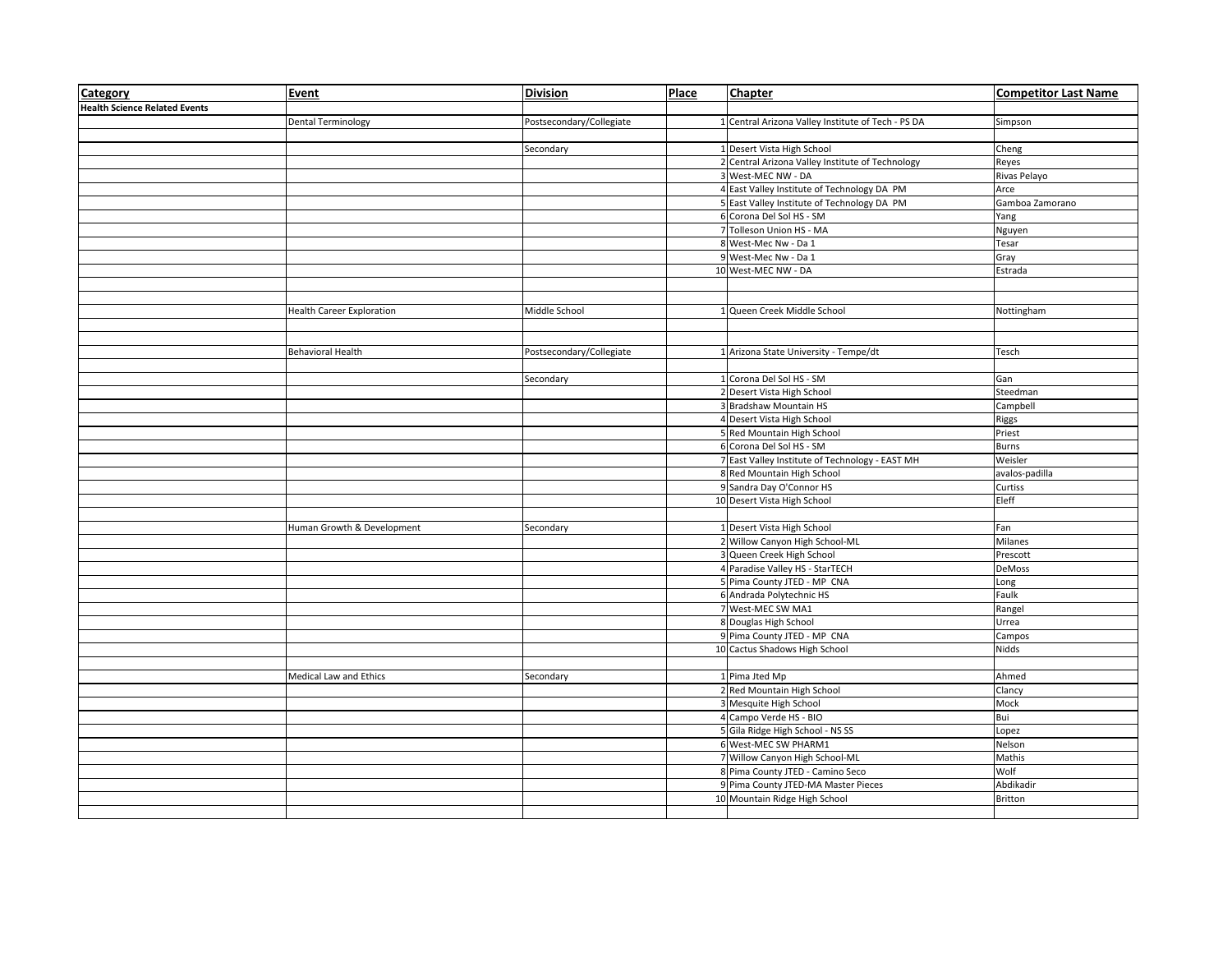| Category | Event | Division | Place | Chapter | Competitor Last Name |
|---|---|---|---|---|---|
| **Health Science Related Events** | | | | | |
| | Dental Terminology | Postsecondary/Collegiate | 1 | Central Arizona Valley Institute of Tech - PS DA | Simpson |
| | | | | | |
| | | Secondary | 1 | Desert Vista High School | Cheng |
| | | | 2 | Central Arizona Valley Institute of Technology | Reyes |
| | | | 3 | West-MEC NW - DA | Rivas Pelayo |
| | | | 4 | East Valley Institute of Technology DA PM | Arce |
| | | | 5 | East Valley Institute of Technology DA PM | Gamboa Zamorano |
| | | | 6 | Corona Del Sol HS - SM | Yang |
| | | | 7 | Tolleson Union HS - MA | Nguyen |
| | | | 8 | West-Mec Nw - Da 1 | Tesar |
| | | | 9 | West-Mec Nw - Da 1 | Gray |
| | | | 10 | West-MEC NW - DA | Estrada |
| | | | | | |
| | | | | | |
| | Health Career Exploration | Middle School | 1 | Queen Creek Middle School | Nottingham |
| | | | | | |
| | | | | | |
| | Behavioral Health | Postsecondary/Collegiate | 1 | Arizona State University - Tempe/dt | Tesch |
| | | | | | |
| | | Secondary | 1 | Corona Del Sol HS - SM | Gan |
| | | | 2 | Desert Vista High School | Steedman |
| | | | 3 | Bradshaw Mountain HS | Campbell |
| | | | 4 | Desert Vista High School | Riggs |
| | | | 5 | Red Mountain High School | Priest |
| | | | 6 | Corona Del Sol HS - SM | Burns |
| | | | 7 | East Valley Institute of Technology - EAST MH | Weisler |
| | | | 8 | Red Mountain High School | avalos-padilla |
| | | | 9 | Sandra Day O'Connor HS | Curtiss |
| | | | 10 | Desert Vista High School | Eleff |
| | | | | | |
| | Human Growth & Development | Secondary | 1 | Desert Vista High School | Fan |
| | | | 2 | Willow Canyon High School-ML | Milanes |
| | | | 3 | Queen Creek High School | Prescott |
| | | | 4 | Paradise Valley HS - StarTECH | DeMoss |
| | | | 5 | Pima County JTED - MP CNA | Long |
| | | | 6 | Andrada Polytechnic HS | Faulk |
| | | | 7 | West-MEC SW MA1 | Rangel |
| | | | 8 | Douglas High School | Urrea |
| | | | 9 | Pima County JTED - MP CNA | Campos |
| | | | 10 | Cactus Shadows High School | Nidds |
| | | | | | |
| | Medical Law and Ethics | Secondary | 1 | Pima Jted Mp | Ahmed |
| | | | 2 | Red Mountain High School | Clancy |
| | | | 3 | Mesquite High School | Mock |
| | | | 4 | Campo Verde HS - BIO | Bui |
| | | | 5 | Gila Ridge High School - NS SS | Lopez |
| | | | 6 | West-MEC SW PHARM1 | Nelson |
| | | | 7 | Willow Canyon High School-ML | Mathis |
| | | | 8 | Pima County JTED - Camino Seco | Wolf |
| | | | 9 | Pima County JTED-MA Master Pieces | Abdikadir |
| | | | 10 | Mountain Ridge High School | Britton |
| | | | | | |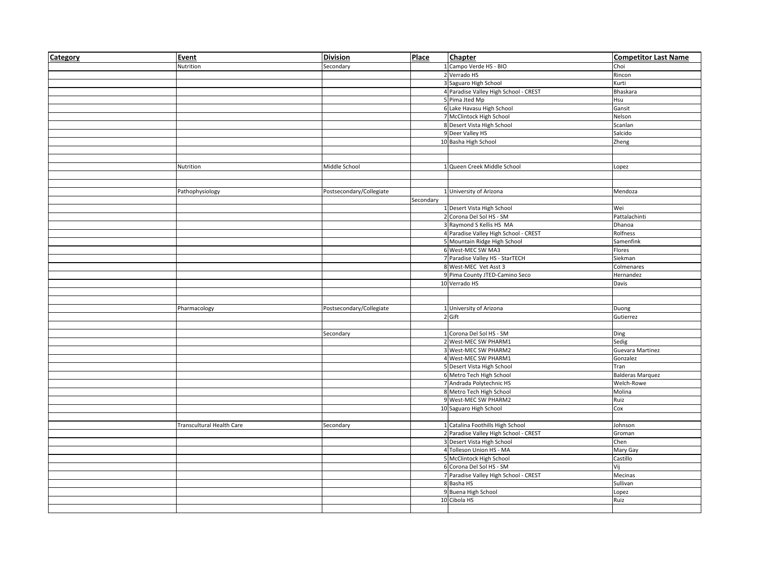| Category | Event | Division | Place | Chapter | Competitor Last Name |
|---|---|---|---|---|---|
| | Nutrition | Secondary | 1 | Campo Verde HS - BIO | Choi |
| | | | 2 | Verrado HS | Rincon |
| | | | 3 | Saguaro High School | Kurti |
| | | | 4 | Paradise Valley High School - CREST | Bhaskara |
| | | | 5 | Pima Jted Mp | Hsu |
| | | | 6 | Lake Havasu High School | Gansit |
| | | | 7 | McClintock High School | Nelson |
| | | | 8 | Desert Vista High School | Scanlan |
| | | | 9 | Deer Valley HS | Salcido |
| | | | 10 | Basha High School | Zheng |
| | | | | | |
| | | | | | |
| | Nutrition | Middle School | 1 | Queen Creek Middle School | Lopez |
| | | | | | |
| | | | | | |
| | Pathophysiology | Postsecondary/Collegiate | 1 | University of Arizona | Mendoza |
| | | | Secondary | | |
| | | | 1 | Desert Vista High School | Wei |
| | | | 2 | Corona Del Sol HS - SM | Pattalachinti |
| | | | 3 | Raymond S Kellis HS MA | Dhanoa |
| | | | 4 | Paradise Valley High School - CREST | Rolfness |
| | | | 5 | Mountain Ridge High School | Samenfink |
| | | | 6 | West-MEC SW MA3 | Flores |
| | | | 7 | Paradise Valley HS - StarTECH | Siekman |
| | | | 8 | West-MEC Vet Asst 3 | Colmenares |
| | | | 9 | Pima County JTED-Camino Seco | Hernandez |
| | | | 10 | Verrado HS | Davis |
| | | | | | |
| | | | | | |
| | Pharmacology | Postsecondary/Collegiate | 1 | University of Arizona | Duong |
| | | | 2 | Gift | Gutierrez |
| | | | | | |
| | | Secondary | 1 | Corona Del Sol HS - SM | Ding |
| | | | 2 | West-MEC SW PHARM1 | Sedig |
| | | | 3 | West-MEC SW PHARM2 | Guevara Martinez |
| | | | 4 | West-MEC SW PHARM1 | Gonzalez |
| | | | 5 | Desert Vista High School | Tran |
| | | | 6 | Metro Tech High School | Balderas Marquez |
| | | | 7 | Andrada Polytechnic HS | Welch-Rowe |
| | | | 8 | Metro Tech High School | Molina |
| | | | 9 | West-MEC SW PHARM2 | Ruiz |
| | | | 10 | Saguaro High School | Cox |
| | | | | | |
| | Transcultural Health Care | Secondary | 1 | Catalina Foothills High School | Johnson |
| | | | 2 | Paradise Valley High School - CREST | Groman |
| | | | 3 | Desert Vista High School | Chen |
| | | | 4 | Tolleson Union HS - MA | Mary Gay |
| | | | 5 | McClintock High School | Castillo |
| | | | 6 | Corona Del Sol HS - SM | Vij |
| | | | 7 | Paradise Valley High School - CREST | Mecinas |
| | | | 8 | Basha HS | Sullivan |
| | | | 9 | Buena High School | Lopez |
| | | | 10 | Cibola HS | Ruiz |
| | | | | | |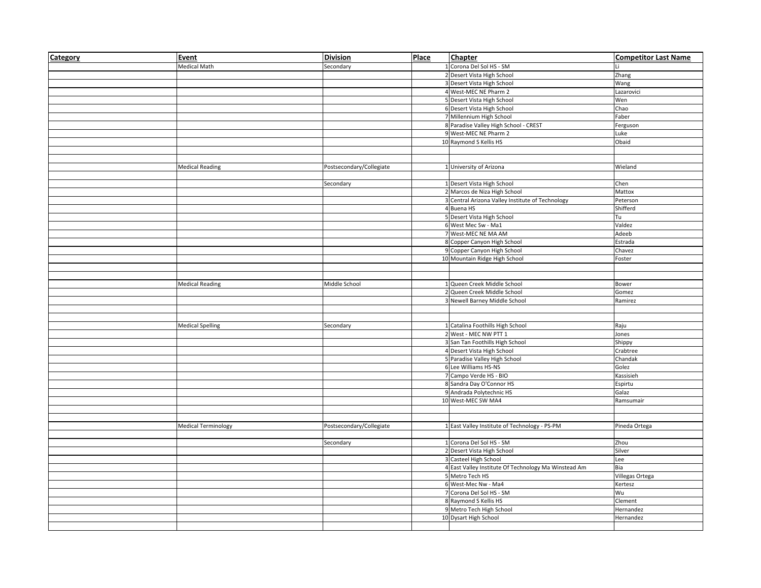| Category | Event | Division | Place | Chapter | Competitor Last Name |
|---|---|---|---|---|---|
| | Medical Math | Secondary | 1 | Corona Del Sol HS - SM | Li |
| | | | 2 | Desert Vista High School | Zhang |
| | | | 3 | Desert Vista High School | Wang |
| | | | 4 | West-MEC NE Pharm 2 | Lazarovici |
| | | | 5 | Desert Vista High School | Wen |
| | | | 6 | Desert Vista High School | Chao |
| | | | 7 | Millennium High School | Faber |
| | | | 8 | Paradise Valley High School - CREST | Ferguson |
| | | | 9 | West-MEC NE Pharm 2 | Luke |
| | | | 10 | Raymond S Kellis HS | Obaid |
| | | | | | |
| | | | | | |
| | Medical Reading | Postsecondary/Collegiate | 1 | University of Arizona | Wieland |
| | | | | | |
| | | Secondary | 1 | Desert Vista High School | Chen |
| | | | 2 | Marcos de Niza High School | Mattox |
| | | | 3 | Central Arizona Valley Institute of Technology | Peterson |
| | | | 4 | Buena HS | Shifferd |
| | | | 5 | Desert Vista High School | Tu |
| | | | 6 | West Mec Sw - Ma1 | Valdez |
| | | | 7 | West-MEC NE MA AM | Adeeb |
| | | | 8 | Copper Canyon High School | Estrada |
| | | | 9 | Copper Canyon High School | Chavez |
| | | | 10 | Mountain Ridge High School | Foster |
| | | | | | |
| | | | | | |
| | Medical Reading | Middle School | 1 | Queen Creek Middle School | Bower |
| | | | 2 | Queen Creek Middle School | Gomez |
| | | | 3 | Newell Barney Middle School | Ramirez |
| | | | | | |
| | | | | | |
| | Medical Spelling | Secondary | 1 | Catalina Foothills High School | Raju |
| | | | 2 | West - MEC NW PTT 1 | Jones |
| | | | 3 | San Tan Foothills High School | Shippy |
| | | | 4 | Desert Vista High School | Crabtree |
| | | | 5 | Paradise Valley High School | Chandak |
| | | | 6 | Lee Williams HS-NS | Golez |
| | | | 7 | Campo Verde HS - BIO | Kassisieh |
| | | | 8 | Sandra Day O'Connor HS | Espirtu |
| | | | 9 | Andrada Polytechnic HS | Galaz |
| | | | 10 | West-MEC SW MA4 | Ramsumair |
| | | | | | |
| | | | | | |
| | Medical Terminology | Postsecondary/Collegiate | 1 | East Valley Institute of Technology - PS-PM | Pineda Ortega |
| | | | | | |
| | | Secondary | 1 | Corona Del Sol HS - SM | Zhou |
| | | | 2 | Desert Vista High School | Silver |
| | | | 3 | Casteel High School | Lee |
| | | | 4 | East Valley Institute Of Technology Ma Winstead Am | Bia |
| | | | 5 | Metro Tech HS | Villegas Ortega |
| | | | 6 | West-Mec Nw - Ma4 | Kertesz |
| | | | 7 | Corona Del Sol HS - SM | Wu |
| | | | 8 | Raymond S Kellis HS | Clement |
| | | | 9 | Metro Tech High School | Hernandez |
| | | | 10 | Dysart High School | Hernandez |
| | | | | | |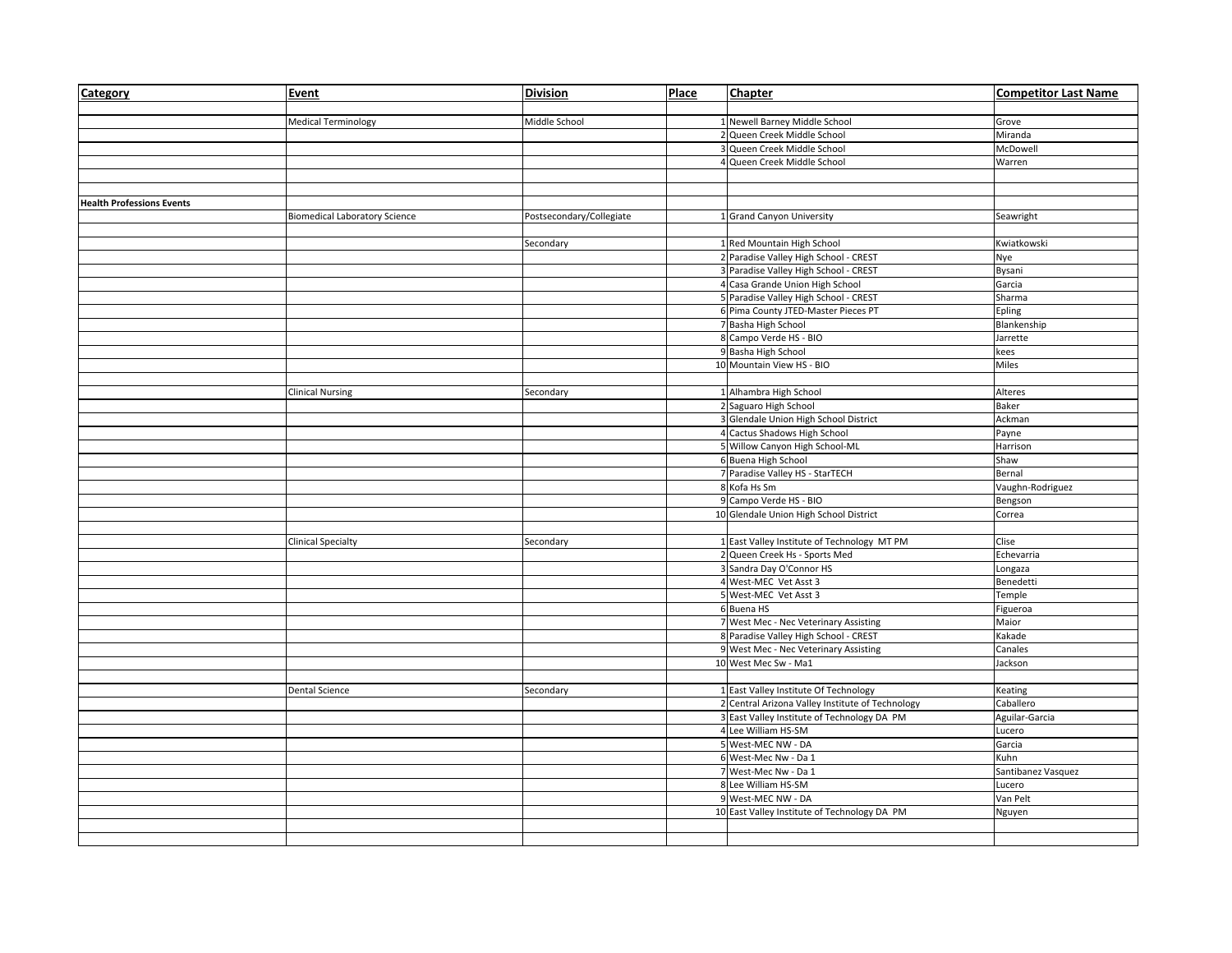| Category | Event | Division | Place | Chapter | Competitor Last Name |
|---|---|---|---|---|---|
| | | | | | |
| | Medical Terminology | Middle School | 1 | Newell Barney Middle School | Grove |
| | | | 2 | Queen Creek Middle School | Miranda |
| | | | 3 | Queen Creek Middle School | McDowell |
| | | | 4 | Queen Creek Middle School | Warren |
| | | | | | |
| | | | | | |
| **Health Professions Events** | | | | | |
| | Biomedical Laboratory Science | Postsecondary/Collegiate | 1 | Grand Canyon University | Seawright |
| | | | | | |
| | | Secondary | 1 | Red Mountain High School | Kwiatkowski |
| | | | 2 | Paradise Valley High School - CREST | Nye |
| | | | 3 | Paradise Valley High School - CREST | Bysani |
| | | | 4 | Casa Grande Union High School | Garcia |
| | | | 5 | Paradise Valley High School - CREST | Sharma |
| | | | 6 | Pima County JTED-Master Pieces PT | Epling |
| | | | 7 | Basha High School | Blankenship |
| | | | 8 | Campo Verde HS - BIO | Jarrette |
| | | | 9 | Basha High School | kees |
| | | | 10 | Mountain View HS - BIO | Miles |
| | | | | | |
| | Clinical Nursing | Secondary | 1 | Alhambra High School | Alteres |
| | | | 2 | Saguaro High School | Baker |
| | | | 3 | Glendale Union High School District | Ackman |
| | | | 4 | Cactus Shadows High School | Payne |
| | | | 5 | Willow Canyon High School-ML | Harrison |
| | | | 6 | Buena High School | Shaw |
| | | | 7 | Paradise Valley HS - StarTECH | Bernal |
| | | | 8 | Kofa Hs Sm | Vaughn-Rodriguez |
| | | | 9 | Campo Verde HS - BIO | Bengson |
| | | | 10 | Glendale Union High School District | Correa |
| | | | | | |
| | Clinical Specialty | Secondary | 1 | East Valley Institute of Technology MT PM | Clise |
| | | | 2 | Queen Creek Hs - Sports Med | Echevarria |
| | | | 3 | Sandra Day O'Connor HS | Longaza |
| | | | 4 | West-MEC Vet Asst 3 | Benedetti |
| | | | 5 | West-MEC Vet Asst 3 | Temple |
| | | | 6 | Buena HS | Figueroa |
| | | | 7 | West Mec - Nec Veterinary Assisting | Maior |
| | | | 8 | Paradise Valley High School - CREST | Kakade |
| | | | 9 | West Mec - Nec Veterinary Assisting | Canales |
| | | | 10 | West Mec Sw - Ma1 | Jackson |
| | | | | | |
| | Dental Science | Secondary | 1 | East Valley Institute Of Technology | Keating |
| | | | 2 | Central Arizona Valley Institute of Technology | Caballero |
| | | | 3 | East Valley Institute of Technology DA PM | Aguilar-Garcia |
| | | | 4 | Lee William HS-SM | Lucero |
| | | | 5 | West-MEC NW - DA | Garcia |
| | | | 6 | West-Mec Nw - Da 1 | Kuhn |
| | | | 7 | West-Mec Nw - Da 1 | Santibanez Vasquez |
| | | | 8 | Lee William HS-SM | Lucero |
| | | | 9 | West-MEC NW - DA | Van Pelt |
| | | | 10 | East Valley Institute of Technology DA PM | Nguyen |
| | | | | | |
| | | | | | |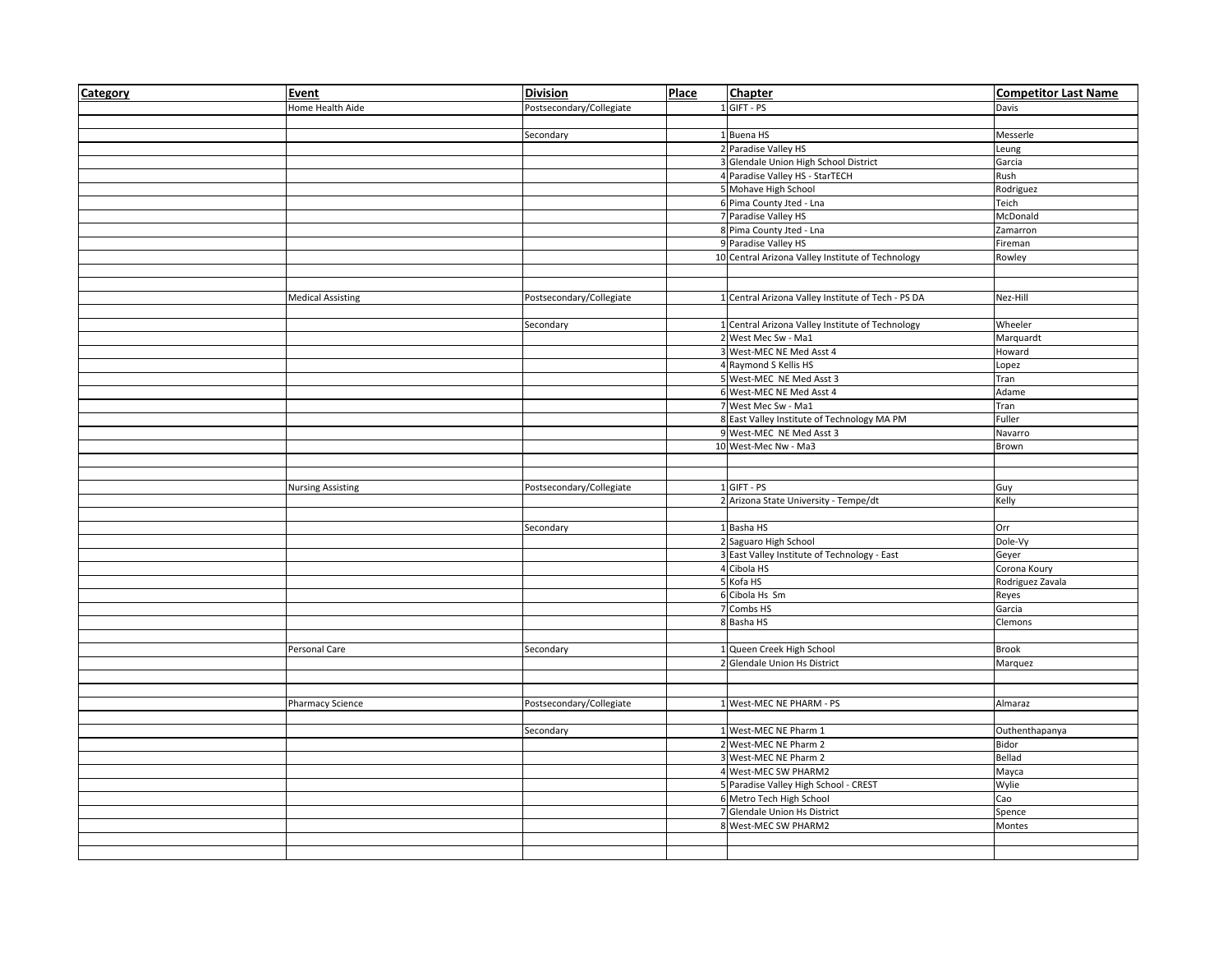| Category | Event | Division | Place | Chapter | Competitor Last Name |
|---|---|---|---|---|---|
| | Home Health Aide | Postsecondary/Collegiate | 1 | GIFT - PS | Davis |
| | | | | | |
| | | Secondary | 1 | Buena HS | Messerle |
| | | | 2 | Paradise Valley HS | Leung |
| | | | 3 | Glendale Union High School District | Garcia |
| | | | 4 | Paradise Valley HS - StarTECH | Rush |
| | | | 5 | Mohave High School | Rodriguez |
| | | | 6 | Pima County Jted - Lna | Teich |
| | | | 7 | Paradise Valley HS | McDonald |
| | | | 8 | Pima County Jted - Lna | Zamarron |
| | | | 9 | Paradise Valley HS | Fireman |
| | | | 10 | Central Arizona Valley Institute of Technology | Rowley |
| | | | | | |
| | | | | | |
| | Medical Assisting | Postsecondary/Collegiate | 1 | Central Arizona Valley Institute of Tech - PS DA | Nez-Hill |
| | | | | | |
| | | Secondary | 1 | Central Arizona Valley Institute of Technology | Wheeler |
| | | | 2 | West Mec Sw - Ma1 | Marquardt |
| | | | 3 | West-MEC NE Med Asst 4 | Howard |
| | | | 4 | Raymond S Kellis HS | Lopez |
| | | | 5 | West-MEC NE Med Asst 3 | Tran |
| | | | 6 | West-MEC NE Med Asst 4 | Adame |
| | | | 7 | West Mec Sw - Ma1 | Tran |
| | | | 8 | East Valley Institute of Technology MA PM | Fuller |
| | | | 9 | West-MEC NE Med Asst 3 | Navarro |
| | | | 10 | West-Mec Nw - Ma3 | Brown |
| | | | | | |
| | | | | | |
| | Nursing Assisting | Postsecondary/Collegiate | 1 | GIFT - PS | Guy |
| | | | 2 | Arizona State University - Tempe/dt | Kelly |
| | | | | | |
| | | Secondary | 1 | Basha HS | Orr |
| | | | 2 | Saguaro High School | Dole-Vy |
| | | | 3 | East Valley Institute of Technology - East | Geyer |
| | | | 4 | Cibola HS | Corona Koury |
| | | | 5 | Kofa HS | Rodriguez Zavala |
| | | | 6 | Cibola Hs Sm | Reyes |
| | | | 7 | Combs HS | Garcia |
| | | | 8 | Basha HS | Clemons |
| | | | | | |
| | Personal Care | Secondary | 1 | Queen Creek High School | Brook |
| | | | 2 | Glendale Union Hs District | Marquez |
| | | | | | |
| | | | | | |
| | Pharmacy Science | Postsecondary/Collegiate | 1 | West-MEC NE PHARM - PS | Almaraz |
| | | | | | |
| | | Secondary | 1 | West-MEC NE Pharm 1 | Outhenthapanya |
| | | | 2 | West-MEC NE Pharm 2 | Bidor |
| | | | 3 | West-MEC NE Pharm 2 | Bellad |
| | | | 4 | West-MEC SW PHARM2 | Mayca |
| | | | 5 | Paradise Valley High School - CREST | Wylie |
| | | | 6 | Metro Tech High School | Cao |
| | | | 7 | Glendale Union Hs District | Spence |
| | | | 8 | West-MEC SW PHARM2 | Montes |
| | | | | | |
| | | | | | |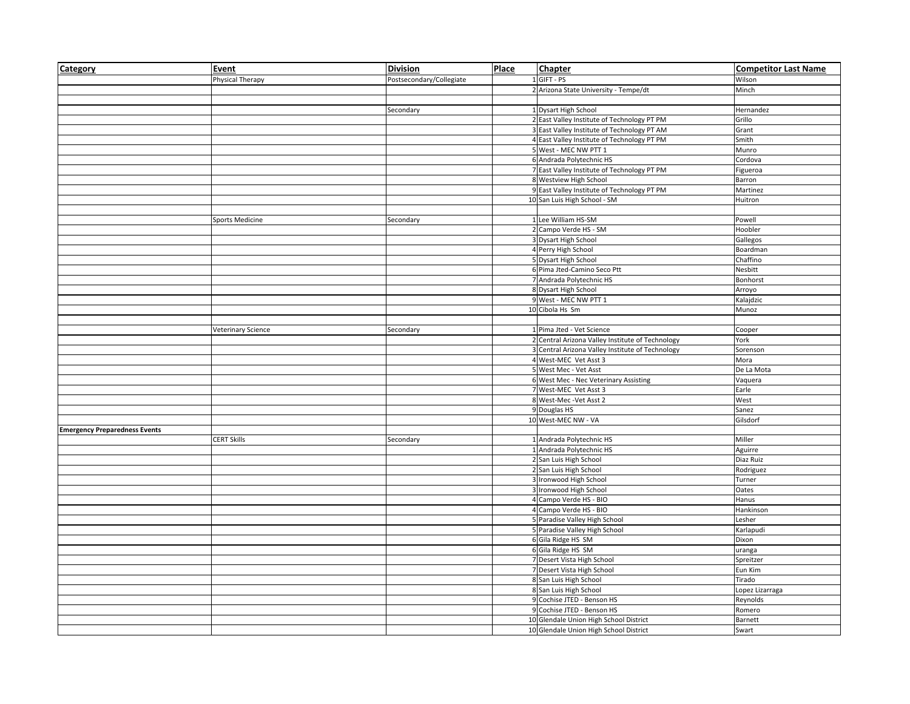| Category | Event | Division | Place | Chapter | Competitor Last Name |
|---|---|---|---|---|---|
| | Physical Therapy | Postsecondary/Collegiate | 1 | GIFT - PS | Wilson |
| | | | 2 | Arizona State University - Tempe/dt | Minch |
| | | | | | |
| | | Secondary | 1 | Dysart High School | Hernandez |
| | | | 2 | East Valley Institute of Technology PT PM | Grillo |
| | | | 3 | East Valley Institute of Technology PT AM | Grant |
| | | | 4 | East Valley Institute of Technology PT PM | Smith |
| | | | 5 | West - MEC NW PTT 1 | Munro |
| | | | 6 | Andrada Polytechnic HS | Cordova |
| | | | 7 | East Valley Institute of Technology PT PM | Figueroa |
| | | | 8 | Westview High School | Barron |
| | | | 9 | East Valley Institute of Technology PT PM | Martinez |
| | | | 10 | San Luis High School - SM | Huitron |
| | | | | | |
| | Sports Medicine | Secondary | 1 | Lee William HS-SM | Powell |
| | | | 2 | Campo Verde HS - SM | Hoobler |
| | | | 3 | Dysart High School | Gallegos |
| | | | 4 | Perry High School | Boardman |
| | | | 5 | Dysart High School | Chaffino |
| | | | 6 | Pima Jted-Camino Seco Ptt | Nesbitt |
| | | | 7 | Andrada Polytechnic HS | Bonhorst |
| | | | 8 | Dysart High School | Arroyo |
| | | | 9 | West - MEC NW PTT 1 | Kalajdzic |
| | | | 10 | Cibola Hs Sm | Munoz |
| | | | | | |
| | Veterinary Science | Secondary | 1 | Pima Jted - Vet Science | Cooper |
| | | | 2 | Central Arizona Valley Institute of Technology | York |
| | | | 3 | Central Arizona Valley Institute of Technology | Sorenson |
| | | | 4 | West-MEC Vet Asst 3 | Mora |
| | | | 5 | West Mec - Vet Asst | De La Mota |
| | | | 6 | West Mec - Nec Veterinary Assisting | Vaquera |
| | | | 7 | West-MEC Vet Asst 3 | Earle |
| | | | 8 | West-Mec -Vet Asst 2 | West |
| | | | 9 | Douglas HS | Sanez |
| | | | 10 | West-MEC NW - VA | Gilsdorf |
| **Emergency Preparedness Events** | | | | | |
| | CERT Skills | Secondary | 1 | Andrada Polytechnic HS | Miller |
| | | | 1 | Andrada Polytechnic HS | Aguirre |
| | | | 2 | San Luis High School | Diaz Ruiz |
| | | | 2 | San Luis High School | Rodriguez |
| | | | 3 | Ironwood High School | Turner |
| | | | 3 | Ironwood High School | Oates |
| | | | 4 | Campo Verde HS - BIO | Hanus |
| | | | 4 | Campo Verde HS - BIO | Hankinson |
| | | | 5 | Paradise Valley High School | Lesher |
| | | | 5 | Paradise Valley High School | Karlapudi |
| | | | 6 | Gila Ridge HS SM | Dixon |
| | | | 6 | Gila Ridge HS SM | uranga |
| | | | 7 | Desert Vista High School | Spreitzer |
| | | | 7 | Desert Vista High School | Eun Kim |
| | | | 8 | San Luis High School | Tirado |
| | | | 8 | San Luis High School | Lopez Lizarraga |
| | | | 9 | Cochise JTED - Benson HS | Reynolds |
| | | | 9 | Cochise JTED - Benson HS | Romero |
| | | | 10 | Glendale Union High School District | Barnett |
| | | | 10 | Glendale Union High School District | Swart |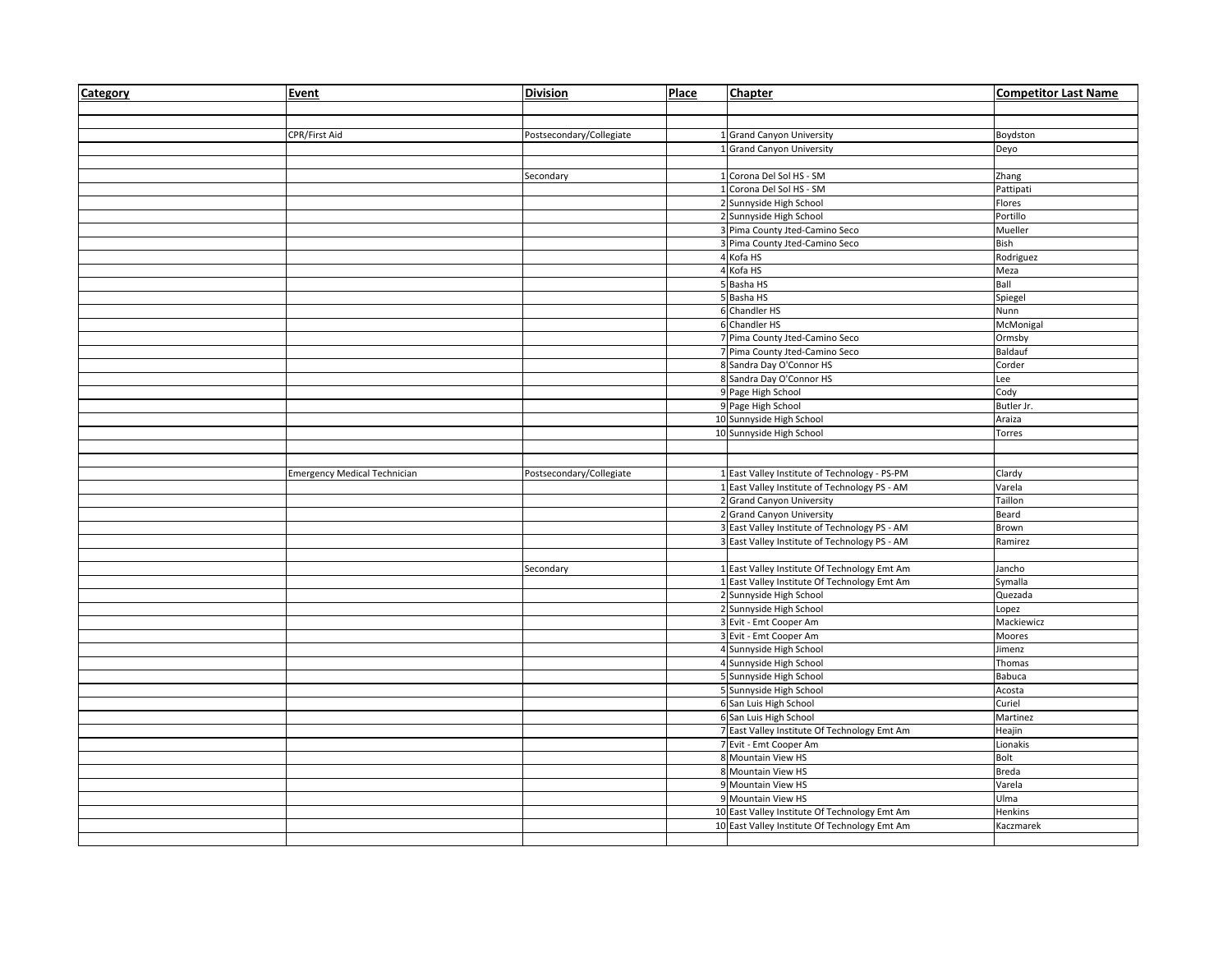| Category | Event | Division | Place | Chapter | Competitor Last Name |
| --- | --- | --- | --- | --- | --- |
| | | | | | |
| | | | | | |
| | CPR/First Aid | Postsecondary/Collegiate | 1 | Grand Canyon University | Boydston |
| | | | 1 | Grand Canyon University | Deyo |
| | | | | | |
| | | Secondary | 1 | Corona Del Sol HS - SM | Zhang |
| | | | 1 | Corona Del Sol HS - SM | Pattipati |
| | | | 2 | Sunnyside High School | Flores |
| | | | 2 | Sunnyside High School | Portillo |
| | | | 3 | Pima County Jted-Camino Seco | Mueller |
| | | | 3 | Pima County Jted-Camino Seco | Bish |
| | | | 4 | Kofa HS | Rodriguez |
| | | | 4 | Kofa HS | Meza |
| | | | 5 | Basha HS | Ball |
| | | | 5 | Basha HS | Spiegel |
| | | | 6 | Chandler HS | Nunn |
| | | | 6 | Chandler HS | McMonigal |
| | | | 7 | Pima County Jted-Camino Seco | Ormsby |
| | | | 7 | Pima County Jted-Camino Seco | Baldauf |
| | | | 8 | Sandra Day O'Connor HS | Corder |
| | | | 8 | Sandra Day O'Connor HS | Lee |
| | | | 9 | Page High School | Cody |
| | | | 9 | Page High School | Butler Jr. |
| | | | 10 | Sunnyside High School | Araiza |
| | | | 10 | Sunnyside High School | Torres |
| | | | | | |
| | | | | | |
| | Emergency Medical Technician | Postsecondary/Collegiate | 1 | East Valley Institute of Technology - PS-PM | Clardy |
| | | | 1 | East Valley Institute of Technology PS - AM | Varela |
| | | | 2 | Grand Canyon University | Taillon |
| | | | 2 | Grand Canyon University | Beard |
| | | | 3 | East Valley Institute of Technology PS - AM | Brown |
| | | | 3 | East Valley Institute of Technology PS - AM | Ramirez |
| | | | | | |
| | | Secondary | 1 | East Valley Institute Of Technology Emt Am | Jancho |
| | | | 1 | East Valley Institute Of Technology Emt Am | Symalla |
| | | | 2 | Sunnyside High School | Quezada |
| | | | 2 | Sunnyside High School | Lopez |
| | | | 3 | Evit - Emt Cooper Am | Mackiewicz |
| | | | 3 | Evit - Emt Cooper Am | Moores |
| | | | 4 | Sunnyside High School | Jimenz |
| | | | 4 | Sunnyside High School | Thomas |
| | | | 5 | Sunnyside High School | Babuca |
| | | | 5 | Sunnyside High School | Acosta |
| | | | 6 | San Luis High School | Curiel |
| | | | 6 | San Luis High School | Martinez |
| | | | 7 | East Valley Institute Of Technology Emt Am | Heajin |
| | | | 7 | Evit - Emt Cooper Am | Lionakis |
| | | | 8 | Mountain View HS | Bolt |
| | | | 8 | Mountain View HS | Breda |
| | | | 9 | Mountain View HS | Varela |
| | | | 9 | Mountain View HS | Ulma |
| | | | 10 | East Valley Institute Of Technology Emt Am | Henkins |
| | | | 10 | East Valley Institute Of Technology Emt Am | Kaczmarek |
| | | | | | |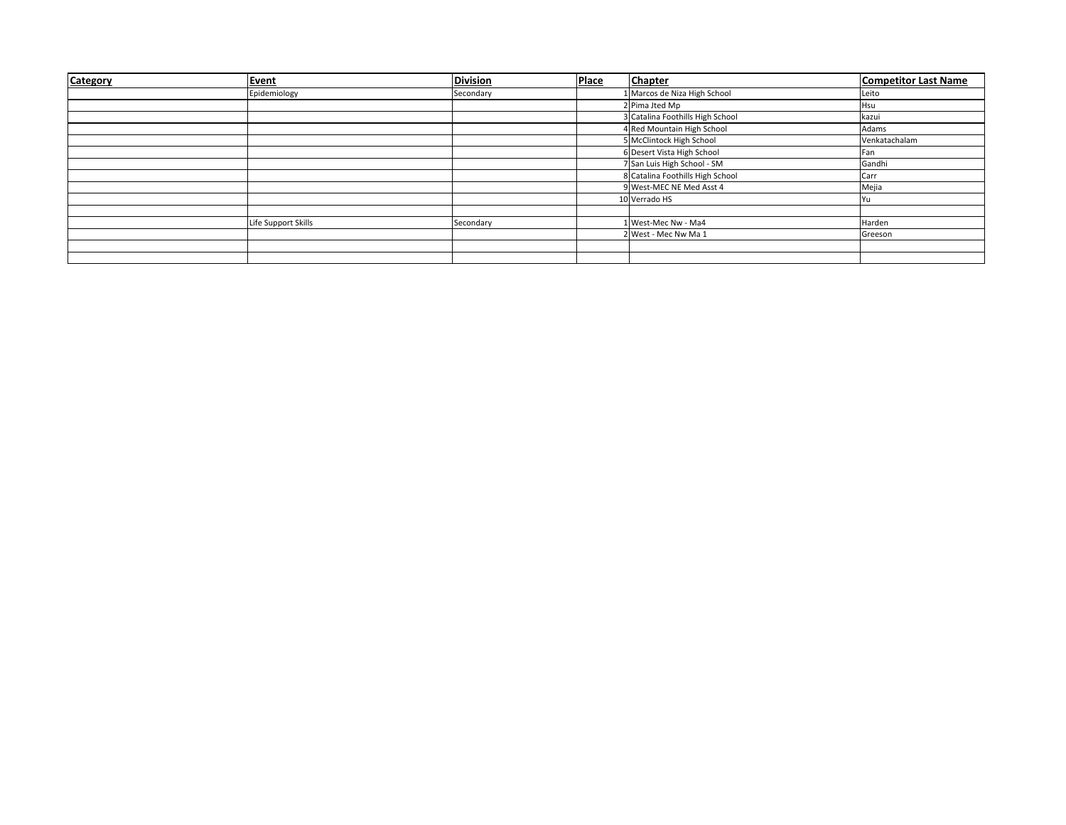| Category | Event | Division | Place | Chapter | Competitor Last Name |
| --- | --- | --- | --- | --- | --- |
| | Epidemiology | Secondary | 1 | Marcos de Niza High School | Leito |
| | | | 2 | Pima Jted Mp | Hsu |
| | | | 3 | Catalina Foothills High School | kazui |
| | | | 4 | Red Mountain High School | Adams |
| | | | 5 | McClintock High School | Venkatachalam |
| | | | 6 | Desert Vista High School | Fan |
| | | | 7 | San Luis High School - SM | Gandhi |
| | | | 8 | Catalina Foothills High School | Carr |
| | | | 9 | West-MEC NE Med Asst 4 | Mejia |
| | | | 10 | Verrado HS | Yu |
| | | | | | |
| | Life Support Skills | Secondary | 1 | West-Mec Nw - Ma4 | Harden |
| | | | 2 | West - Mec Nw Ma 1 | Greeson |
| | | | | | |
| | | | | | |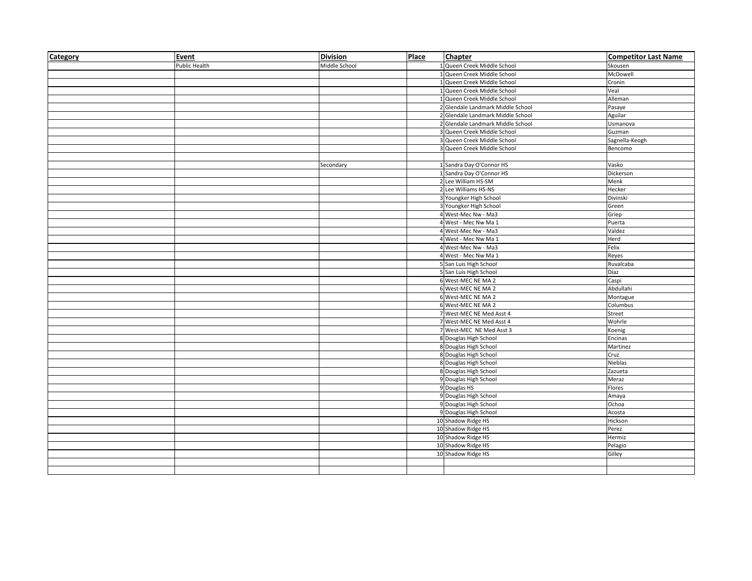| Category | Event | Division | Place | Chapter | Competitor Last Name |
|---|---|---|---|---|---|
| | Public Health | Middle School | 1 | Queen Creek Middle School | Skousen |
| | | | 1 | Queen Creek Middle School | McDowell |
| | | | 1 | Queen Creek Middle School | Cronin |
| | | | 1 | Queen Creek Middle School | Veal |
| | | | 1 | Queen Creek Middle School | Alleman |
| | | | 2 | Glendale Landmark Middle School | Pasaye |
| | | | 2 | Glendale Landmark Middle School | Aguilar |
| | | | 2 | Glendale Landmark Middle School | Usmanova |
| | | | 3 | Queen Creek Middle School | Guzman |
| | | | 3 | Queen Creek Middle School | Sagnella-Keogh |
| | | | 3 | Queen Creek Middle School | Bencomo |
| | | | | | |
| | | Secondary | 1 | Sandra Day O'Connor HS | Vasko |
| | | | 1 | Sandra Day O'Connor HS | Dickerson |
| | | | 2 | Lee William HS-SM | Menk |
| | | | 2 | Lee Williams HS-NS | Hecker |
| | | | 3 | Youngker High School | Divinski |
| | | | 3 | Youngker High School | Green |
| | | | 4 | West-Mec Nw - Ma3 | Griep |
| | | | 4 | West - Mec Nw Ma 1 | Puerta |
| | | | 4 | West-Mec Nw - Ma3 | Valdez |
| | | | 4 | West - Mec Nw Ma 1 | Herd |
| | | | 4 | West-Mec Nw - Ma3 | Felix |
| | | | 4 | West - Mec Nw Ma 1 | Reyes |
| | | | 5 | San Luis High School | Ruvalcaba |
| | | | 5 | San Luis High School | Diaz |
| | | | 6 | West-MEC NE MA 2 | Caspi |
| | | | 6 | West-MEC NE MA 2 | Abdullahi |
| | | | 6 | West-MEC NE MA 2 | Montague |
| | | | 6 | West-MEC NE MA 2 | Columbus |
| | | | 7 | West-MEC NE Med Asst 4 | Street |
| | | | 7 | West-MEC NE Med Asst 4 | Wohrle |
| | | | 7 | West-MEC NE Med Asst 3 | Koenig |
| | | | 8 | Douglas High School | Encinas |
| | | | 8 | Douglas High School | Martinez |
| | | | 8 | Douglas High School | Cruz |
| | | | 8 | Douglas High School | Nieblas |
| | | | 8 | Douglas High School | Zazueta |
| | | | 9 | Douglas High School | Meraz |
| | | | 9 | Douglas HS | Flores |
| | | | 9 | Douglas High School | Amaya |
| | | | 9 | Douglas High School | Ochoa |
| | | | 9 | Douglas High School | Acosta |
| | | | 10 | Shadow Ridge HS | Hickson |
| | | | 10 | Shadow Ridge HS | Perez |
| | | | 10 | Shadow Ridge HS | Hermiz |
| | | | 10 | Shadow Ridge HS | Pelagio |
| | | | 10 | Shadow Ridge HS | Gilley |
| | | | | | |
| | | | | | |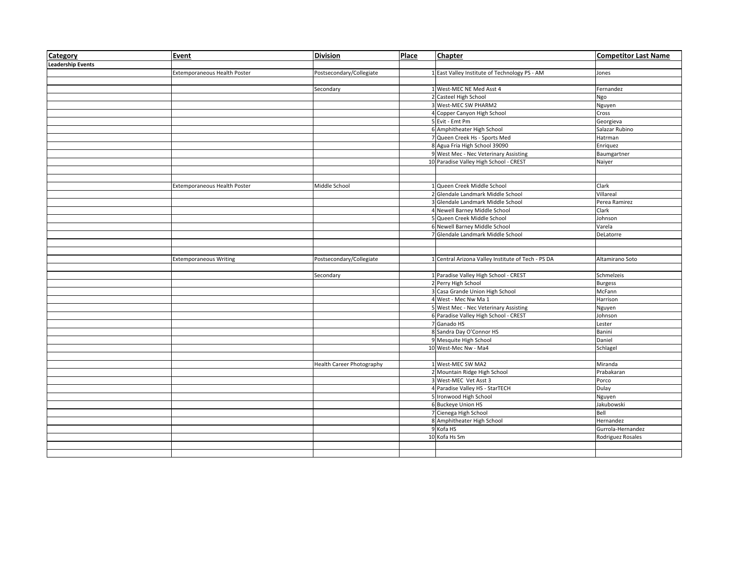| Category | Event | Division | Place | Chapter | Competitor Last Name |
|---|---|---|---|---|---|
| **Leadership Events** | | | | | |
| | Extemporaneous Health Poster | Postsecondary/Collegiate | 1 | East Valley Institute of Technology PS - AM | Jones |
| | | | | | |
| | | Secondary | 1 | West-MEC NE Med Asst 4 | Fernandez |
| | | | 2 | Casteel High School | Ngo |
| | | | 3 | West-MEC SW PHARM2 | Nguyen |
| | | | 4 | Copper Canyon High School | Cross |
| | | | 5 | Evit - Emt Pm | Georgieva |
| | | | 6 | Amphitheater High School | Salazar Rubino |
| | | | 7 | Queen Creek Hs - Sports Med | Hatrman |
| | | | 8 | Agua Fria High School 39090 | Enriquez |
| | | | 9 | West Mec - Nec Veterinary Assisting | Baumgartner |
| | | | 10 | Paradise Valley High School - CREST | Naiyer |
| | | | | | |
| | | | | | |
| | Extemporaneous Health Poster | Middle School | 1 | Queen Creek Middle School | Clark |
| | | | 2 | Glendale Landmark Middle School | Villareal |
| | | | 3 | Glendale Landmark Middle School | Perea Ramirez |
| | | | 4 | Newell Barney Middle School | Clark |
| | | | 5 | Queen Creek Middle School | Johnson |
| | | | 6 | Newell Barney Middle School | Varela |
| | | | 7 | Glendale Landmark Middle School | DeLatorre |
| | | | | | |
| | | | | | |
| | Extemporaneous Writing | Postsecondary/Collegiate | 1 | Central Arizona Valley Institute of Tech - PS DA | Altamirano Soto |
| | | | | | |
| | | Secondary | 1 | Paradise Valley High School - CREST | Schmelzeis |
| | | | 2 | Perry High School | Burgess |
| | | | 3 | Casa Grande Union High School | McFann |
| | | | 4 | West - Mec Nw Ma 1 | Harrison |
| | | | 5 | West Mec - Nec Veterinary Assisting | Nguyen |
| | | | 6 | Paradise Valley High School - CREST | Johnson |
| | | | 7 | Ganado HS | Lester |
| | | | 8 | Sandra Day O'Connor HS | Banini |
| | | | 9 | Mesquite High School | Daniel |
| | | | 10 | West-Mec Nw - Ma4 | Schlagel |
| | | | | | |
| | | Health Career Photography | 1 | West-MEC SW MA2 | Miranda |
| | | | 2 | Mountain Ridge High School | Prabakaran |
| | | | 3 | West-MEC Vet Asst 3 | Porco |
| | | | 4 | Paradise Valley HS - StarTECH | Dulay |
| | | | 5 | Ironwood High School | Nguyen |
| | | | 6 | Buckeye Union HS | Jakubowski |
| | | | 7 | Cienega High School | Bell |
| | | | 8 | Amphitheater High School | Hernandez |
| | | | 9 | Kofa HS | Gurrola-Hernandez |
| | | | 10 | Kofa Hs Sm | Rodriguez Rosales |
| | | | | | |
| | | | | | |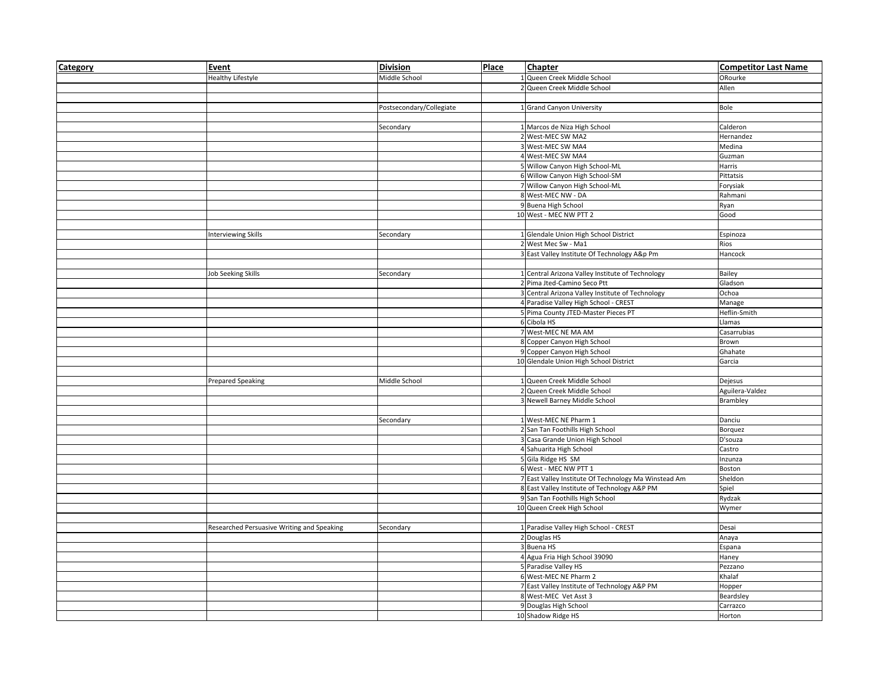| Category | Event | Division | Place | Chapter | Competitor Last Name |
|---|---|---|---|---|---|
| | Healthy Lifestyle | Middle School | 1 | Queen Creek Middle School | ORourke |
| | | | 2 | Queen Creek Middle School | Allen |
| | | | | | |
| | | Postsecondary/Collegiate | 1 | Grand Canyon University | Bole |
| | | | | | |
| | | Secondary | 1 | Marcos de Niza High School | Calderon |
| | | | 2 | West-MEC SW MA2 | Hernandez |
| | | | 3 | West-MEC SW MA4 | Medina |
| | | | 4 | West-MEC SW MA4 | Guzman |
| | | | 5 | Willow Canyon High School-ML | Harris |
| | | | 6 | Willow Canyon High School-SM | Pittatsis |
| | | | 7 | Willow Canyon High School-ML | Forysiak |
| | | | 8 | West-MEC NW - DA | Rahmani |
| | | | 9 | Buena High School | Ryan |
| | | | 10 | West - MEC NW PTT 2 | Good |
| | | | | | |
| | Interviewing Skills | Secondary | 1 | Glendale Union High School District | Espinoza |
| | | | 2 | West Mec Sw - Ma1 | Rios |
| | | | 3 | East Valley Institute Of Technology A&p Pm | Hancock |
| | | | | | |
| | Job Seeking Skills | Secondary | 1 | Central Arizona Valley Institute of Technology | Bailey |
| | | | 2 | Pima Jted-Camino Seco Ptt | Gladson |
| | | | 3 | Central Arizona Valley Institute of Technology | Ochoa |
| | | | 4 | Paradise Valley High School - CREST | Manage |
| | | | 5 | Pima County JTED-Master Pieces PT | Heflin-Smith |
| | | | 6 | Cibola HS | Llamas |
| | | | 7 | West-MEC NE MA AM | Casarrubias |
| | | | 8 | Copper Canyon High School | Brown |
| | | | 9 | Copper Canyon High School | Ghahate |
| | | | 10 | Glendale Union High School District | Garcia |
| | | | | | |
| | Prepared Speaking | Middle School | 1 | Queen Creek Middle School | Dejesus |
| | | | 2 | Queen Creek Middle School | Aguilera-Valdez |
| | | | 3 | Newell Barney Middle School | Brambley |
| | | | | | |
| | | Secondary | 1 | West-MEC NE Pharm 1 | Danciu |
| | | | 2 | San Tan Foothills High School | Borquez |
| | | | 3 | Casa Grande Union High School | D'souza |
| | | | 4 | Sahuarita High School | Castro |
| | | | 5 | Gila Ridge HS SM | Inzunza |
| | | | 6 | West - MEC NW PTT 1 | Boston |
| | | | 7 | East Valley Institute Of Technology Ma Winstead Am | Sheldon |
| | | | 8 | East Valley Institute of Technology A&P PM | Spiel |
| | | | 9 | San Tan Foothills High School | Rydzak |
| | | | 10 | Queen Creek High School | Wymer |
| | | | | | |
| | Researched Persuasive Writing and Speaking | Secondary | 1 | Paradise Valley High School - CREST | Desai |
| | | | 2 | Douglas HS | Anaya |
| | | | 3 | Buena HS | Espana |
| | | | 4 | Agua Fria High School 39090 | Haney |
| | | | 5 | Paradise Valley HS | Pezzano |
| | | | 6 | West-MEC NE Pharm 2 | Khalaf |
| | | | 7 | East Valley Institute of Technology A&P PM | Hopper |
| | | | 8 | West-MEC Vet Asst 3 | Beardsley |
| | | | 9 | Douglas High School | Carrazco |
| | | | 10 | Shadow Ridge HS | Horton |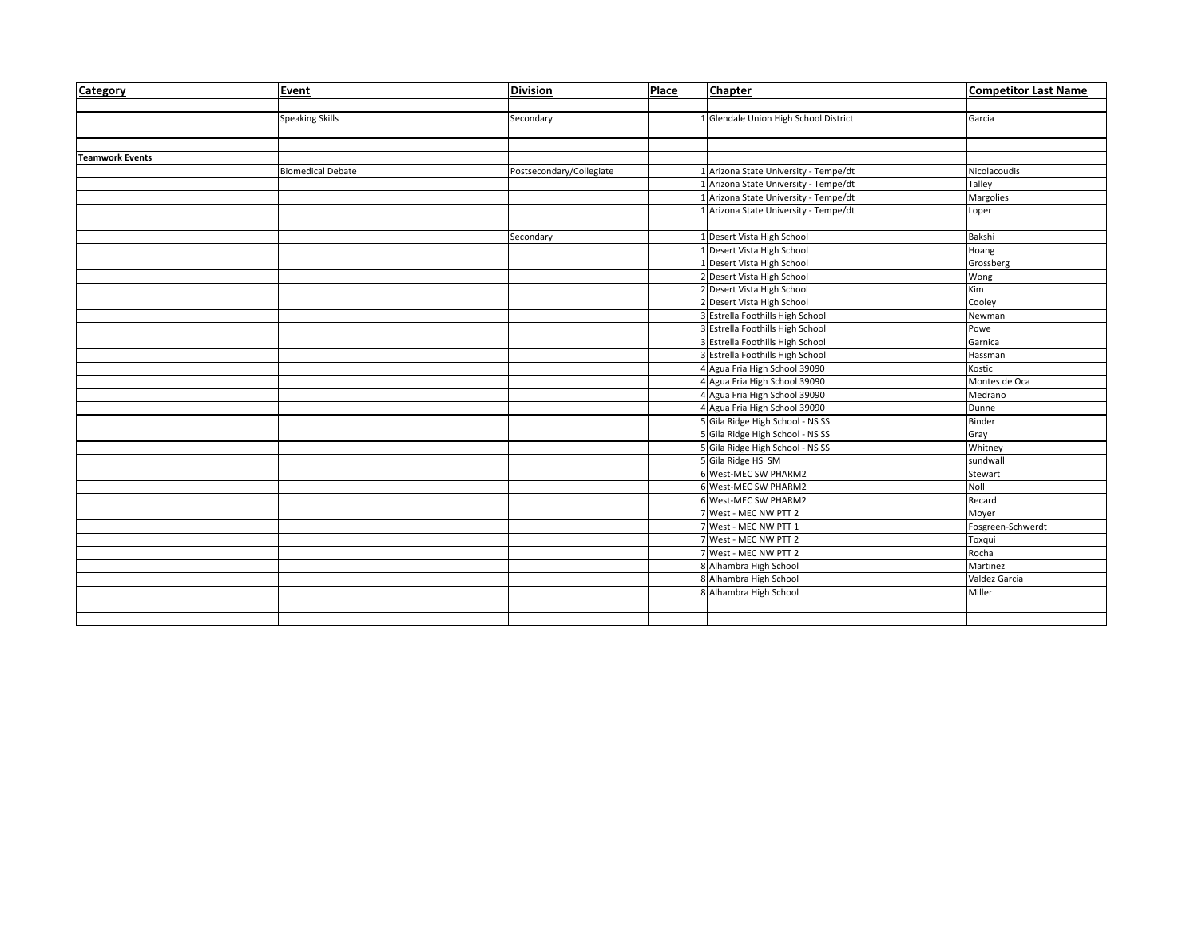| Category | Event | Division | Place | Chapter | Competitor Last Name |
|---|---|---|---|---|---|
| | | | | | |
| | Speaking Skills | Secondary | 1 | Glendale Union High School District | Garcia |
| | | | | | |
| | | | | | |
| **Teamwork Events** | | | | | |
| | Biomedical Debate | Postsecondary/Collegiate | 1 | Arizona State University - Tempe/dt | Nicolacoudis |
| | | | 1 | Arizona State University - Tempe/dt | Talley |
| | | | 1 | Arizona State University - Tempe/dt | Margolies |
| | | | 1 | Arizona State University - Tempe/dt | Loper |
| | | | | | |
| | | Secondary | 1 | Desert Vista High School | Bakshi |
| | | | 1 | Desert Vista High School | Hoang |
| | | | 1 | Desert Vista High School | Grossberg |
| | | | 2 | Desert Vista High School | Wong |
| | | | 2 | Desert Vista High School | Kim |
| | | | 2 | Desert Vista High School | Cooley |
| | | | 3 | Estrella Foothills High School | Newman |
| | | | 3 | Estrella Foothills High School | Powe |
| | | | 3 | Estrella Foothills High School | Garnica |
| | | | 3 | Estrella Foothills High School | Hassman |
| | | | 4 | Agua Fria High School 39090 | Kostic |
| | | | 4 | Agua Fria High School 39090 | Montes de Oca |
| | | | 4 | Agua Fria High School 39090 | Medrano |
| | | | 4 | Agua Fria High School 39090 | Dunne |
| | | | 5 | Gila Ridge High School - NS SS | Binder |
| | | | 5 | Gila Ridge High School - NS SS | Gray |
| | | | 5 | Gila Ridge High School - NS SS | Whitney |
| | | | 5 | Gila Ridge HS SM | sundwall |
| | | | 6 | West-MEC SW PHARM2 | Stewart |
| | | | 6 | West-MEC SW PHARM2 | Noll |
| | | | 6 | West-MEC SW PHARM2 | Recard |
| | | | 7 | West - MEC NW PTT 2 | Moyer |
| | | | 7 | West - MEC NW PTT 1 | Fosgreen-Schwerdt |
| | | | 7 | West - MEC NW PTT 2 | Toxqui |
| | | | 7 | West - MEC NW PTT 2 | Rocha |
| | | | 8 | Alhambra High School | Martinez |
| | | | 8 | Alhambra High School | Valdez Garcia |
| | | | 8 | Alhambra High School | Miller |
| | | | | | |
| | | | | | |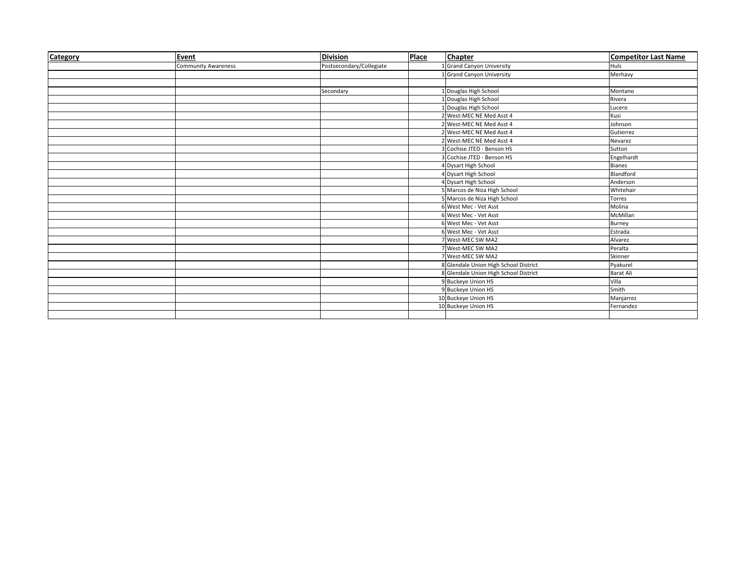| Category | Event | Division | Place | Chapter | Competitor Last Name |
|---|---|---|---|---|---|
| | Community Awareness | Postsecondary/Collegiate | 1 | Grand Canyon University | Huls |
| | | | 1 | Grand Canyon University | Merhavy |
| | | | | | |
| | | Secondary | 1 | Douglas High School | Montano |
| | | | 1 | Douglas High School | Rivera |
| | | | 1 | Douglas High School | Lucero |
| | | | 2 | West-MEC NE Med Asst 4 | Kusi |
| | | | 2 | West-MEC NE Med Asst 4 | Johnson |
| | | | 2 | West-MEC NE Med Asst 4 | Gutierrez |
| | | | 2 | West-MEC NE Med Asst 4 | Nevarez |
| | | | 3 | Cochise JTED - Benson HS | Sutton |
| | | | 3 | Cochise JTED - Benson HS | Engelhardt |
| | | | 4 | Dysart High School | Bianes |
| | | | 4 | Dysart High School | Blandford |
| | | | 4 | Dysart High School | Anderson |
| | | | 5 | Marcos de Niza High School | Whitehair |
| | | | 5 | Marcos de Niza High School | Torres |
| | | | 6 | West Mec - Vet Asst | Molina |
| | | | 6 | West Mec - Vet Asst | McMillan |
| | | | 6 | West Mec - Vet Asst | Burney |
| | | | 6 | West Mec - Vet Asst | Estrada |
| | | | 7 | West-MEC SW MA2 | Alvarez |
| | | | 7 | West-MEC SW MA2 | Peralta |
| | | | 7 | West-MEC SW MA2 | Skinner |
| | | | 8 | Glendale Union High School District | Pyakurel |
| | | | 8 | Glendale Union High School District | Barat Ali |
| | | | 9 | Buckeye Union HS | Villa |
| | | | 9 | Buckeye Union HS | Smith |
| | | | 10 | Buckeye Union HS | Manjarrez |
| | | | 10 | Buckeye Union HS | Fernandez |
| | | | | | |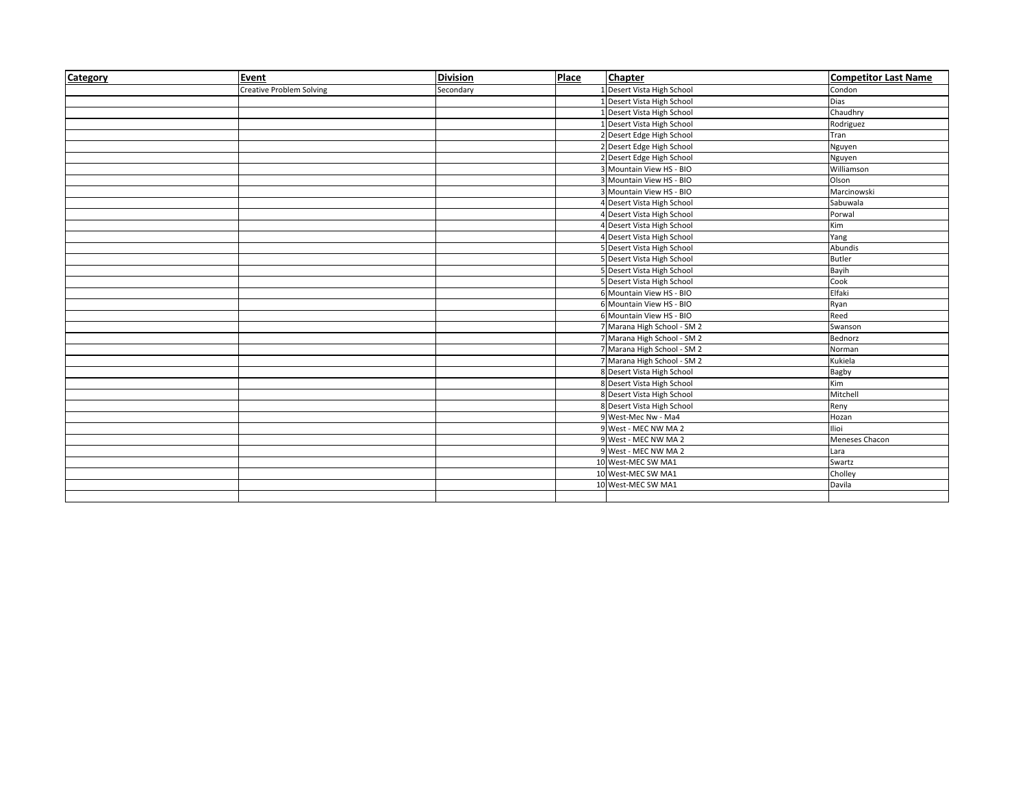| Category | Event | Division | Place | Chapter | Competitor Last Name |
|---|---|---|---|---|---|
| | Creative Problem Solving | Secondary | 1 | Desert Vista High School | Condon |
| | | | 1 | Desert Vista High School | Dias |
| | | | 1 | Desert Vista High School | Chaudhry |
| | | | 1 | Desert Vista High School | Rodriguez |
| | | | 2 | Desert Edge High School | Tran |
| | | | 2 | Desert Edge High School | Nguyen |
| | | | 2 | Desert Edge High School | Nguyen |
| | | | 3 | Mountain View HS - BIO | Williamson |
| | | | 3 | Mountain View HS - BIO | Olson |
| | | | 3 | Mountain View HS - BIO | Marcinowski |
| | | | 4 | Desert Vista High School | Sabuwala |
| | | | 4 | Desert Vista High School | Porwal |
| | | | 4 | Desert Vista High School | Kim |
| | | | 4 | Desert Vista High School | Yang |
| | | | 5 | Desert Vista High School | Abundis |
| | | | 5 | Desert Vista High School | Butler |
| | | | 5 | Desert Vista High School | Bayih |
| | | | 5 | Desert Vista High School | Cook |
| | | | 6 | Mountain View HS - BIO | Elfaki |
| | | | 6 | Mountain View HS - BIO | Ryan |
| | | | 6 | Mountain View HS - BIO | Reed |
| | | | 7 | Marana High School - SM 2 | Swanson |
| | | | 7 | Marana High School - SM 2 | Bednorz |
| | | | 7 | Marana High School - SM 2 | Norman |
| | | | 7 | Marana High School - SM 2 | Kukiela |
| | | | 8 | Desert Vista High School | Bagby |
| | | | 8 | Desert Vista High School | Kim |
| | | | 8 | Desert Vista High School | Mitchell |
| | | | 8 | Desert Vista High School | Reny |
| | | | 9 | West-Mec Nw - Ma4 | Hozan |
| | | | 9 | West - MEC NW MA 2 | Ilioi |
| | | | 9 | West - MEC NW MA 2 | Meneses Chacon |
| | | | 9 | West - MEC NW MA 2 | Lara |
| | | | 10 | West-MEC SW MA1 | Swartz |
| | | | 10 | West-MEC SW MA1 | Cholley |
| | | | 10 | West-MEC SW MA1 | Davila |
| | | | | | |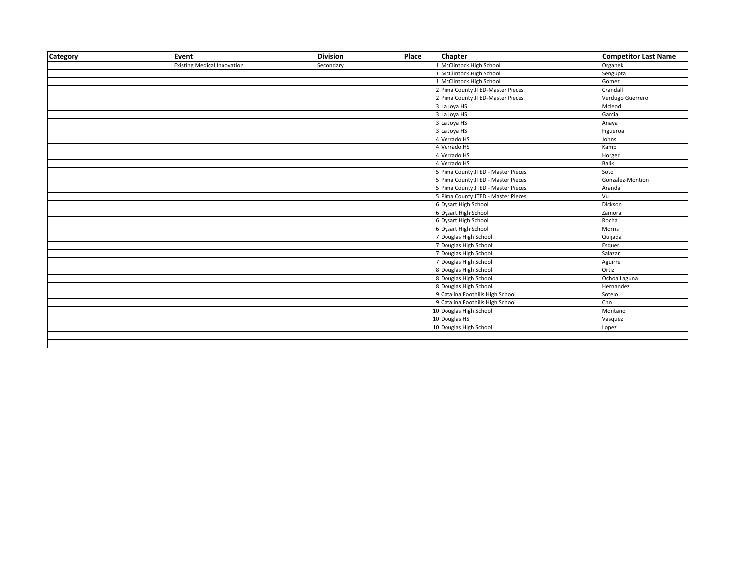| Category | Event | Division | Place | Chapter | Competitor Last Name |
|---|---|---|---|---|---|
| | Existing Medical Innovation | Secondary | 1 | McClintock High School | Organek |
| | | | 1 | McClintock High School | Sengupta |
| | | | 1 | McClintock High School | Gomez |
| | | | 2 | Pima County JTED-Master Pieces | Crandall |
| | | | 2 | Pima County JTED-Master Pieces | Verdugo Guerrero |
| | | | 3 | La Joya HS | Mcleod |
| | | | 3 | La Joya HS | Garcia |
| | | | 3 | La Joya HS | Anaya |
| | | | 3 | La Joya HS | Figueroa |
| | | | 4 | Verrado HS | Johns |
| | | | 4 | Verrado HS | Kamp |
| | | | 4 | Verrado HS | Horger |
| | | | 4 | Verrado HS | Balik |
| | | | 5 | Pima County JTED - Master Pieces | Soto |
| | | | 5 | Pima County JTED - Master Pieces | Gonzalez-Montion |
| | | | 5 | Pima County JTED - Master Pieces | Aranda |
| | | | 5 | Pima County JTED - Master Pieces | Vu |
| | | | 6 | Dysart High School | Dickson |
| | | | 6 | Dysart High School | Zamora |
| | | | 6 | Dysart High School | Rocha |
| | | | 6 | Dysart High School | Morris |
| | | | 7 | Douglas High School | Quijada |
| | | | 7 | Douglas High School | Esquer |
| | | | 7 | Douglas High School | Salazar |
| | | | 7 | Douglas High School | Aguirre |
| | | | 8 | Douglas High School | Ortiz |
| | | | 8 | Douglas High School | Ochoa Laguna |
| | | | 8 | Douglas High School | Hernandez |
| | | | 9 | Catalina Foothills High School | Sotelo |
| | | | 9 | Catalina Foothills High School | Cho |
| | | | 10 | Douglas High School | Montano |
| | | | 10 | Douglas HS | Vasquez |
| | | | 10 | Douglas High School | Lopez |
| | | | | | |
| | | | | | |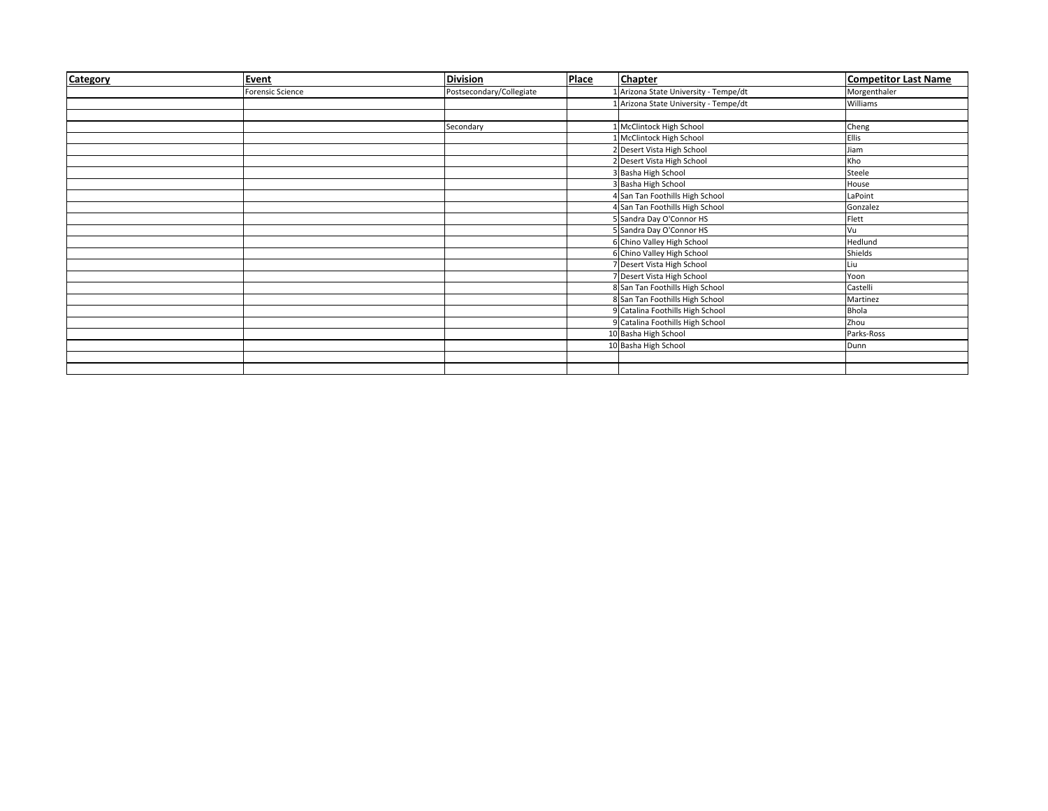| Category | Event | Division | Place | Chapter | Competitor Last Name |
|---|---|---|---|---|---|
| | Forensic Science | Postsecondary/Collegiate | 1 | Arizona State University - Tempe/dt | Morgenthaler |
| | | | 1 | Arizona State University - Tempe/dt | Williams |
| | | | | | |
| | | Secondary | 1 | McClintock High School | Cheng |
| | | | 1 | McClintock High School | Ellis |
| | | | 2 | Desert Vista High School | Jiam |
| | | | 2 | Desert Vista High School | Kho |
| | | | 3 | Basha High School | Steele |
| | | | 3 | Basha High School | House |
| | | | 4 | San Tan Foothills High School | LaPoint |
| | | | 4 | San Tan Foothills High School | Gonzalez |
| | | | 5 | Sandra Day O'Connor HS | Flett |
| | | | 5 | Sandra Day O'Connor HS | Vu |
| | | | 6 | Chino Valley High School | Hedlund |
| | | | 6 | Chino Valley High School | Shields |
| | | | 7 | Desert Vista High School | Liu |
| | | | 7 | Desert Vista High School | Yoon |
| | | | 8 | San Tan Foothills High School | Castelli |
| | | | 8 | San Tan Foothills High School | Martinez |
| | | | 9 | Catalina Foothills High School | Bhola |
| | | | 9 | Catalina Foothills High School | Zhou |
| | | | 10 | Basha High School | Parks-Ross |
| | | | 10 | Basha High School | Dunn |
| | | | | | |
| | | | | | |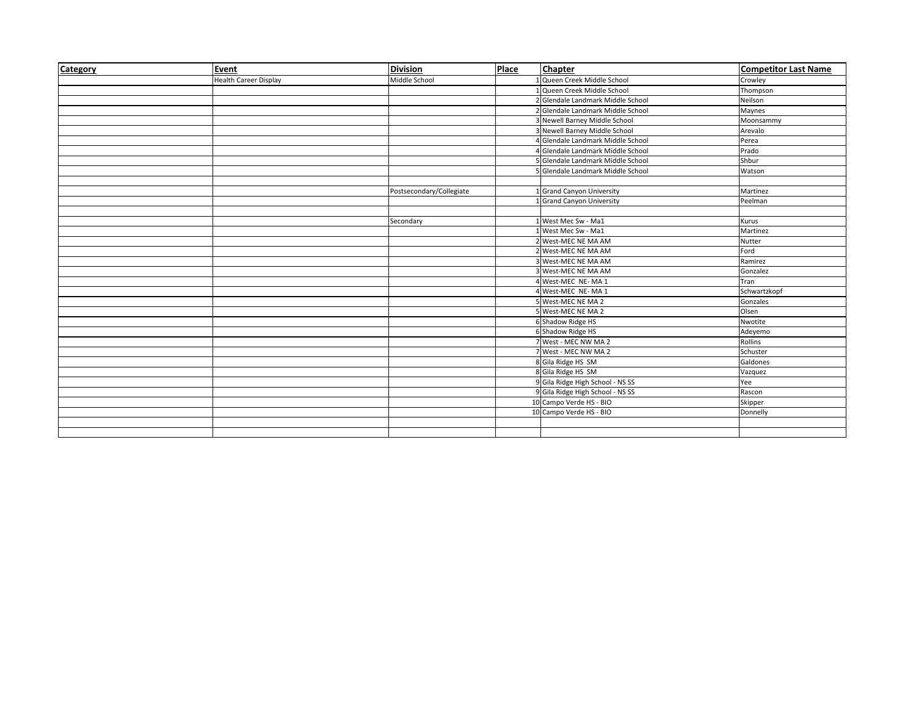| Category | Event | Division | Place | Chapter | Competitor Last Name |
|---|---|---|---|---|---|
| | Health Career Display | Middle School | 1 | Queen Creek Middle School | Crowley |
| | | | 1 | Queen Creek Middle School | Thompson |
| | | | 2 | Glendale Landmark Middle School | Neilson |
| | | | 2 | Glendale Landmark Middle School | Maynes |
| | | | 3 | Newell Barney Middle School | Moonsammy |
| | | | 3 | Newell Barney Middle School | Arevalo |
| | | | 4 | Glendale Landmark Middle School | Perea |
| | | | 4 | Glendale Landmark Middle School | Prado |
| | | | 5 | Glendale Landmark Middle School | Shbur |
| | | | 5 | Glendale Landmark Middle School | Watson |
| | | | | | |
| | | Postsecondary/Collegiate | 1 | Grand Canyon University | Martinez |
| | | | 1 | Grand Canyon University | Peelman |
| | | | | | |
| | | Secondary | 1 | West Mec Sw - Ma1 | Kurus |
| | | | 1 | West Mec Sw - Ma1 | Martinez |
| | | | 2 | West-MEC NE MA AM | Nutter |
| | | | 2 | West-MEC NE MA AM | Ford |
| | | | 3 | West-MEC NE MA AM | Ramirez |
| | | | 3 | West-MEC NE MA AM | Gonzalez |
| | | | 4 | West-MEC NE- MA 1 | Tran |
| | | | 4 | West-MEC NE- MA 1 | Schwartzkopf |
| | | | 5 | West-MEC NE MA 2 | Gonzales |
| | | | 5 | West-MEC NE MA 2 | Olsen |
| | | | 6 | Shadow Ridge HS | Nwotite |
| | | | 6 | Shadow Ridge HS | Adeyemo |
| | | | 7 | West - MEC NW MA 2 | Rollins |
| | | | 7 | West - MEC NW MA 2 | Schuster |
| | | | 8 | Gila Ridge HS SM | Galdones |
| | | | 8 | Gila Ridge HS SM | Vazquez |
| | | | 9 | Gila Ridge High School - NS SS | Yee |
| | | | 9 | Gila Ridge High School - NS SS | Rascon |
| | | | 10 | Campo Verde HS - BIO | Skipper |
| | | | 10 | Campo Verde HS - BIO | Donnelly |
| | | | | | |
| | | | | | |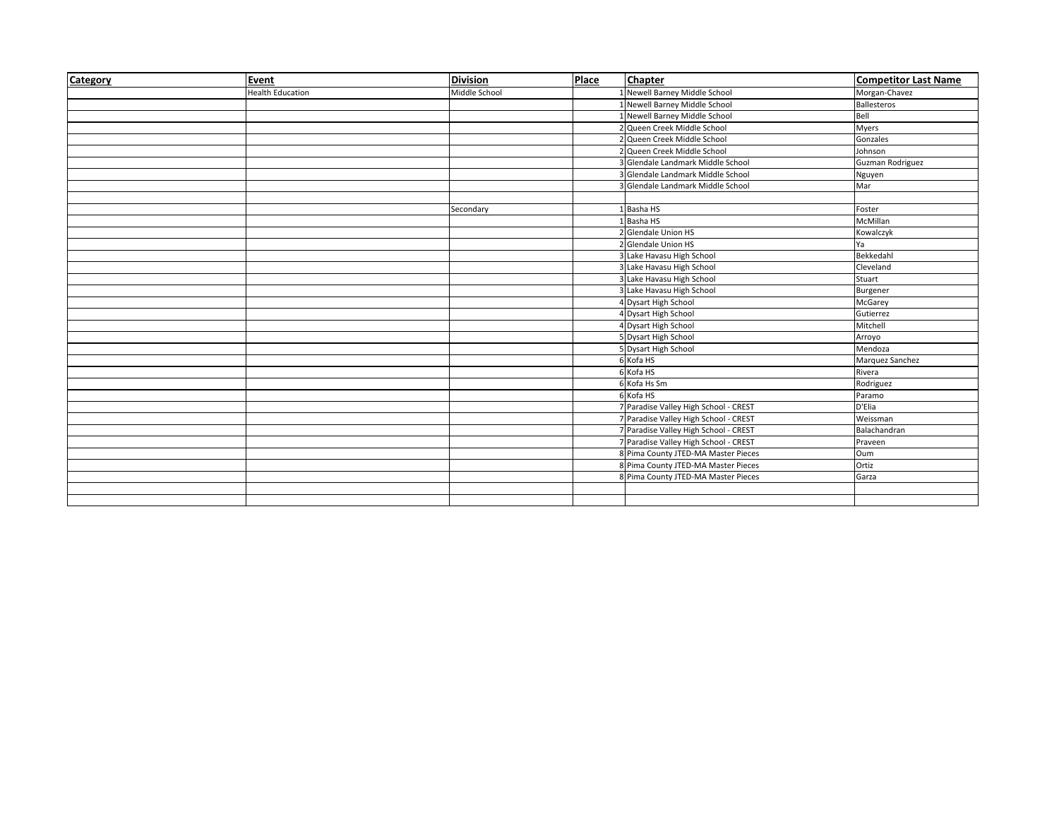| Category | Event | Division | Place | Chapter | Competitor Last Name |
|---|---|---|---|---|---|
| | Health Education | Middle School | 1 | Newell Barney Middle School | Morgan-Chavez |
| | | | 1 | Newell Barney Middle School | Ballesteros |
| | | | 1 | Newell Barney Middle School | Bell |
| | | | 2 | Queen Creek Middle School | Myers |
| | | | 2 | Queen Creek Middle School | Gonzales |
| | | | 2 | Queen Creek Middle School | Johnson |
| | | | 3 | Glendale Landmark Middle School | Guzman Rodriguez |
| | | | 3 | Glendale Landmark Middle School | Nguyen |
| | | | 3 | Glendale Landmark Middle School | Mar |
| | | | | | |
| | | Secondary | 1 | Basha HS | Foster |
| | | | 1 | Basha HS | McMillan |
| | | | 2 | Glendale Union HS | Kowalczyk |
| | | | 2 | Glendale Union HS | Ya |
| | | | 3 | Lake Havasu High School | Bekkedahl |
| | | | 3 | Lake Havasu High School | Cleveland |
| | | | 3 | Lake Havasu High School | Stuart |
| | | | 3 | Lake Havasu High School | Burgener |
| | | | 4 | Dysart High School | McGarey |
| | | | 4 | Dysart High School | Gutierrez |
| | | | 4 | Dysart High School | Mitchell |
| | | | 5 | Dysart High School | Arroyo |
| | | | 5 | Dysart High School | Mendoza |
| | | | 6 | Kofa HS | Marquez Sanchez |
| | | | 6 | Kofa HS | Rivera |
| | | | 6 | Kofa Hs Sm | Rodriguez |
| | | | 6 | Kofa HS | Paramo |
| | | | 7 | Paradise Valley High School - CREST | D'Elia |
| | | | 7 | Paradise Valley High School - CREST | Weissman |
| | | | 7 | Paradise Valley High School - CREST | Balachandran |
| | | | 7 | Paradise Valley High School - CREST | Praveen |
| | | | 8 | Pima County JTED-MA Master Pieces | Oum |
| | | | 8 | Pima County JTED-MA Master Pieces | Ortiz |
| | | | 8 | Pima County JTED-MA Master Pieces | Garza |
| | | | | | |
| | | | | | |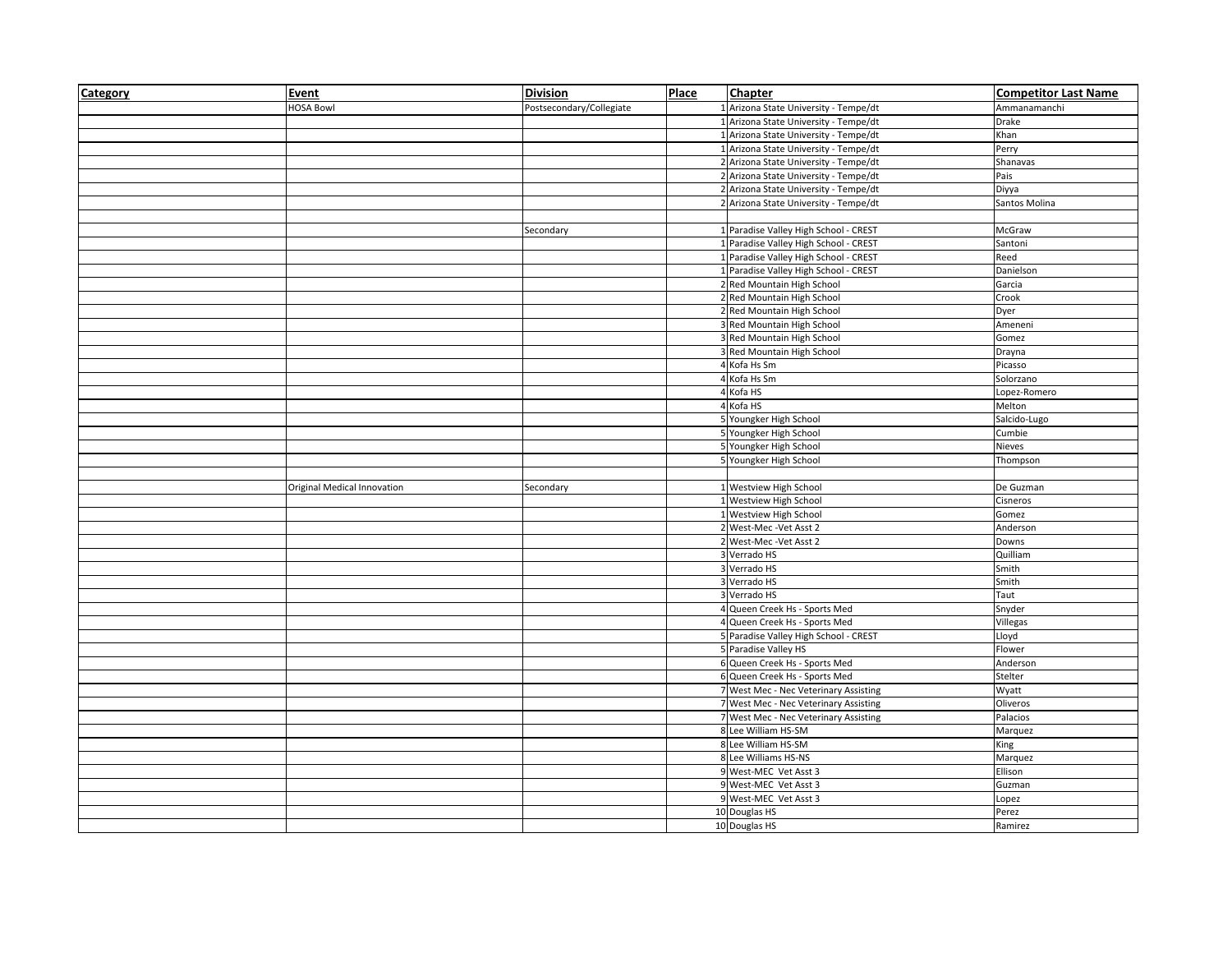| Category | Event | Division | Place | Chapter | Competitor Last Name |
|---|---|---|---|---|---|
| | HOSA Bowl | Postsecondary/Collegiate | 1 | Arizona State University - Tempe/dt | Ammanamanchi |
| | | | 1 | Arizona State University - Tempe/dt | Drake |
| | | | 1 | Arizona State University - Tempe/dt | Khan |
| | | | 1 | Arizona State University - Tempe/dt | Perry |
| | | | 2 | Arizona State University - Tempe/dt | Shanavas |
| | | | 2 | Arizona State University - Tempe/dt | Pais |
| | | | 2 | Arizona State University - Tempe/dt | Diyya |
| | | | 2 | Arizona State University - Tempe/dt | Santos Molina |
| | | | | | |
| | | Secondary | 1 | Paradise Valley High School - CREST | McGraw |
| | | | 1 | Paradise Valley High School - CREST | Santoni |
| | | | 1 | Paradise Valley High School - CREST | Reed |
| | | | 1 | Paradise Valley High School - CREST | Danielson |
| | | | 2 | Red Mountain High School | Garcia |
| | | | 2 | Red Mountain High School | Crook |
| | | | 2 | Red Mountain High School | Dyer |
| | | | 3 | Red Mountain High School | Ameneni |
| | | | 3 | Red Mountain High School | Gomez |
| | | | 3 | Red Mountain High School | Drayna |
| | | | 4 | Kofa Hs Sm | Picasso |
| | | | 4 | Kofa Hs Sm | Solorzano |
| | | | 4 | Kofa HS | Lopez-Romero |
| | | | 4 | Kofa HS | Melton |
| | | | 5 | Youngker High School | Salcido-Lugo |
| | | | 5 | Youngker High School | Cumbie |
| | | | 5 | Youngker High School | Nieves |
| | | | 5 | Youngker High School | Thompson |
| | | | | | |
| | Original Medical Innovation | Secondary | 1 | Westview High School | De Guzman |
| | | | 1 | Westview High School | Cisneros |
| | | | 1 | Westview High School | Gomez |
| | | | 2 | West-Mec -Vet Asst 2 | Anderson |
| | | | 2 | West-Mec -Vet Asst 2 | Downs |
| | | | 3 | Verrado HS | Quilliam |
| | | | 3 | Verrado HS | Smith |
| | | | 3 | Verrado HS | Smith |
| | | | 3 | Verrado HS | Taut |
| | | | 4 | Queen Creek Hs - Sports Med | Snyder |
| | | | 4 | Queen Creek Hs - Sports Med | Villegas |
| | | | 5 | Paradise Valley High School - CREST | Lloyd |
| | | | 5 | Paradise Valley HS | Flower |
| | | | 6 | Queen Creek Hs - Sports Med | Anderson |
| | | | 6 | Queen Creek Hs - Sports Med | Stelter |
| | | | 7 | West Mec - Nec Veterinary Assisting | Wyatt |
| | | | 7 | West Mec - Nec Veterinary Assisting | Oliveros |
| | | | 7 | West Mec - Nec Veterinary Assisting | Palacios |
| | | | 8 | Lee William HS-SM | Marquez |
| | | | 8 | Lee William HS-SM | King |
| | | | 8 | Lee Williams HS-NS | Marquez |
| | | | 9 | West-MEC Vet Asst 3 | Ellison |
| | | | 9 | West-MEC Vet Asst 3 | Guzman |
| | | | 9 | West-MEC Vet Asst 3 | Lopez |
| | | | 10 | Douglas HS | Perez |
| | | | 10 | Douglas HS | Ramirez |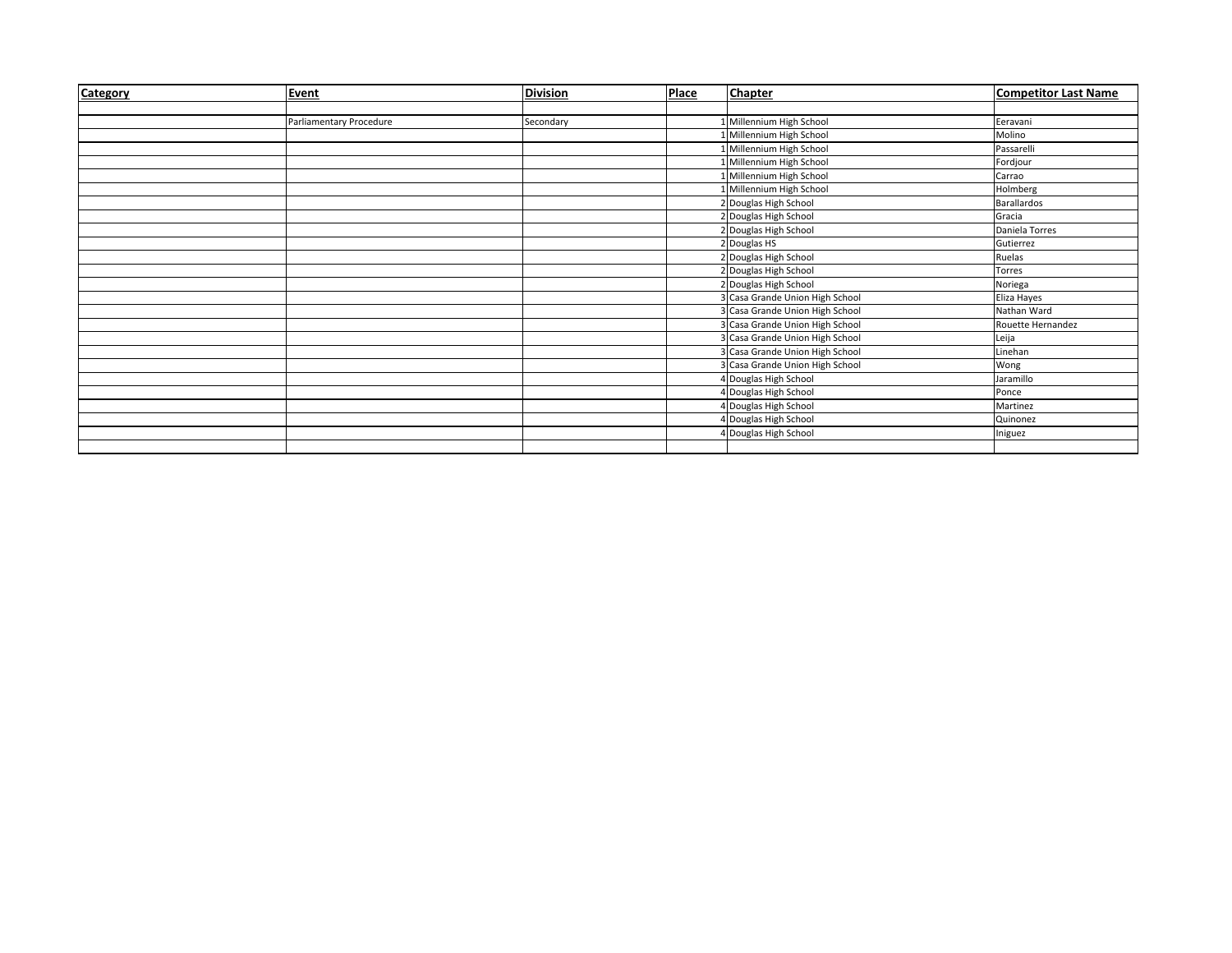| Category | Event | Division | Place | Chapter | Competitor Last Name |
|---|---|---|---|---|---|
| | | | | | |
| | Parliamentary Procedure | Secondary | 1 | Millennium High School | Eeravani |
| | | | 1 | Millennium High School | Molino |
| | | | 1 | Millennium High School | Passarelli |
| | | | 1 | Millennium High School | Fordjour |
| | | | 1 | Millennium High School | Carrao |
| | | | 1 | Millennium High School | Holmberg |
| | | | 2 | Douglas High School | Barallardos |
| | | | 2 | Douglas High School | Gracia |
| | | | 2 | Douglas High School | Daniela Torres |
| | | | 2 | Douglas HS | Gutierrez |
| | | | 2 | Douglas High School | Ruelas |
| | | | 2 | Douglas High School | Torres |
| | | | 2 | Douglas High School | Noriega |
| | | | 3 | Casa Grande Union High School | Eliza Hayes |
| | | | 3 | Casa Grande Union High School | Nathan Ward |
| | | | 3 | Casa Grande Union High School | Rouette Hernandez |
| | | | 3 | Casa Grande Union High School | Leija |
| | | | 3 | Casa Grande Union High School | Linehan |
| | | | 3 | Casa Grande Union High School | Wong |
| | | | 4 | Douglas High School | Jaramillo |
| | | | 4 | Douglas High School | Ponce |
| | | | 4 | Douglas High School | Martinez |
| | | | 4 | Douglas High School | Quinonez |
| | | | 4 | Douglas High School | Iniguez |
| | | | | | |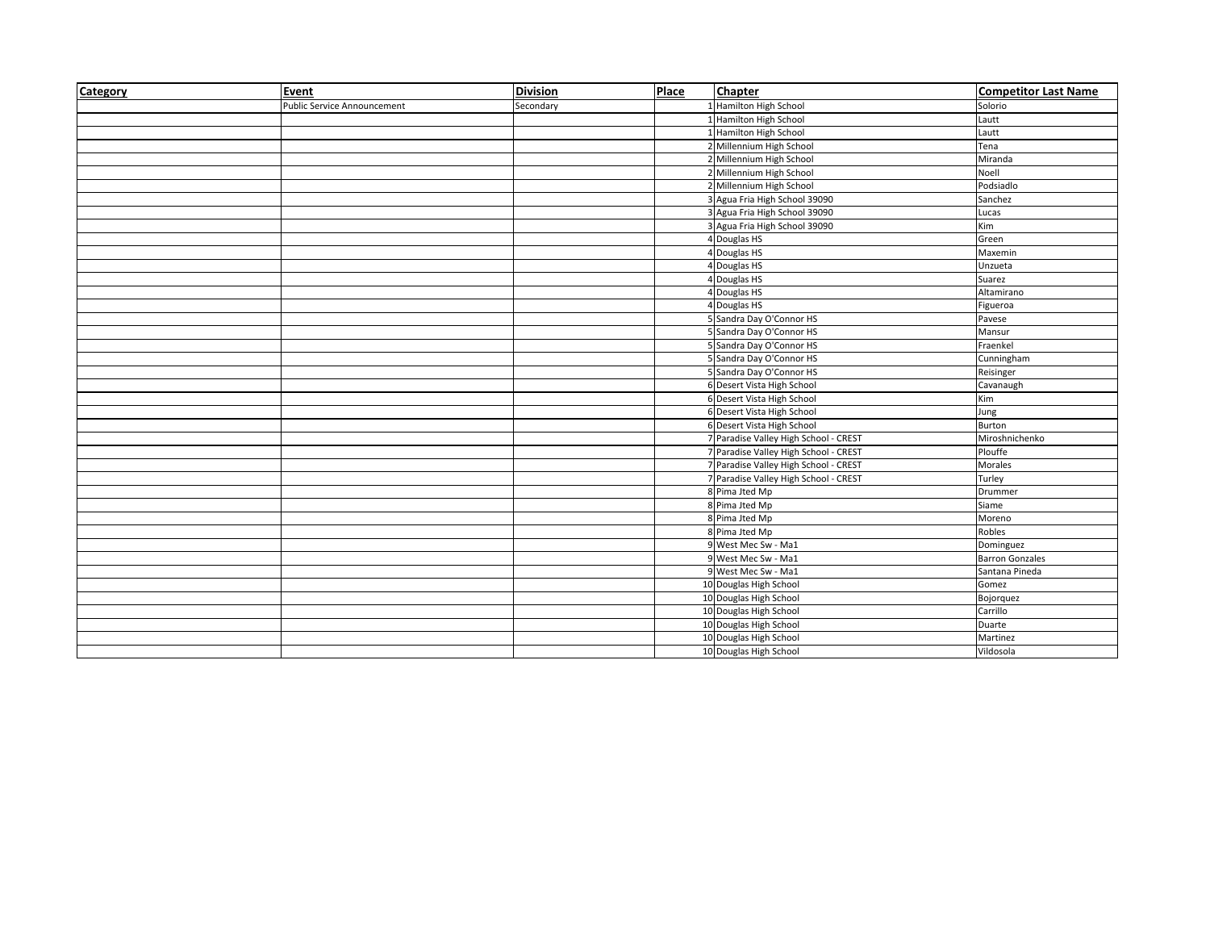| Category | Event | Division | Place | Chapter | Competitor Last Name |
|---|---|---|---|---|---|
| | Public Service Announcement | Secondary | 1 | Hamilton High School | Solorio |
| | | | 1 | Hamilton High School | Lautt |
| | | | 1 | Hamilton High School | Lautt |
| | | | 2 | Millennium High School | Tena |
| | | | 2 | Millennium High School | Miranda |
| | | | 2 | Millennium High School | Noell |
| | | | 2 | Millennium High School | Podsiadlo |
| | | | 3 | Agua Fria High School 39090 | Sanchez |
| | | | 3 | Agua Fria High School 39090 | Lucas |
| | | | 3 | Agua Fria High School 39090 | Kim |
| | | | 4 | Douglas HS | Green |
| | | | 4 | Douglas HS | Maxemin |
| | | | 4 | Douglas HS | Unzueta |
| | | | 4 | Douglas HS | Suarez |
| | | | 4 | Douglas HS | Altamirano |
| | | | 4 | Douglas HS | Figueroa |
| | | | 5 | Sandra Day O'Connor HS | Pavese |
| | | | 5 | Sandra Day O'Connor HS | Mansur |
| | | | 5 | Sandra Day O'Connor HS | Fraenkel |
| | | | 5 | Sandra Day O'Connor HS | Cunningham |
| | | | 5 | Sandra Day O'Connor HS | Reisinger |
| | | | 6 | Desert Vista High School | Cavanaugh |
| | | | 6 | Desert Vista High School | Kim |
| | | | 6 | Desert Vista High School | Jung |
| | | | 6 | Desert Vista High School | Burton |
| | | | 7 | Paradise Valley High School - CREST | Miroshnichenko |
| | | | 7 | Paradise Valley High School - CREST | Plouffe |
| | | | 7 | Paradise Valley High School - CREST | Morales |
| | | | 7 | Paradise Valley High School - CREST | Turley |
| | | | 8 | Pima Jted Mp | Drummer |
| | | | 8 | Pima Jted Mp | Siame |
| | | | 8 | Pima Jted Mp | Moreno |
| | | | 8 | Pima Jted Mp | Robles |
| | | | 9 | West Mec Sw - Ma1 | Dominguez |
| | | | 9 | West Mec Sw - Ma1 | Barron Gonzales |
| | | | 9 | West Mec Sw - Ma1 | Santana Pineda |
| | | | 10 | Douglas High School | Gomez |
| | | | 10 | Douglas High School | Bojorquez |
| | | | 10 | Douglas High School | Carrillo |
| | | | 10 | Douglas High School | Duarte |
| | | | 10 | Douglas High School | Martinez |
| | | | 10 | Douglas High School | Vildosola |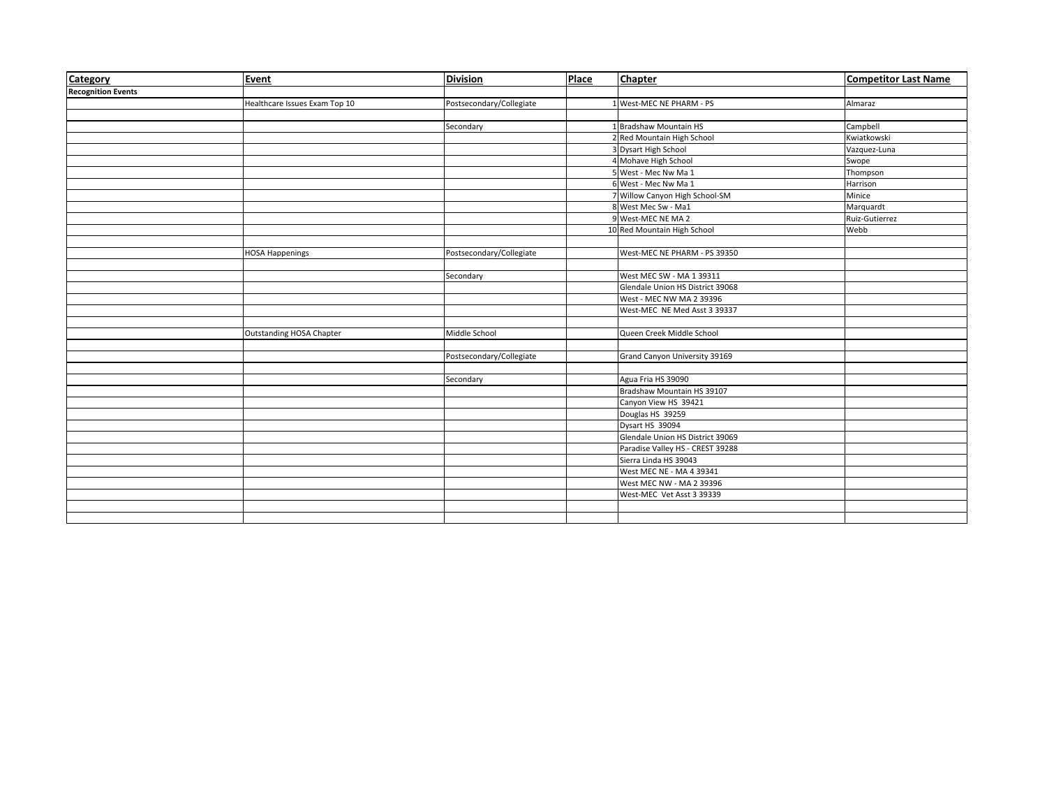| Category | Event | Division | Place | Chapter | Competitor Last Name |
|---|---|---|---|---|---|
| **Recognition Events** | | | | | |
| | Healthcare Issues Exam Top 10 | Postsecondary/Collegiate | 1 | West-MEC NE PHARM - PS | Almaraz |
| | | | | | |
| | | Secondary | 1 | Bradshaw Mountain HS | Campbell |
| | | | 2 | Red Mountain High School | Kwiatkowski |
| | | | 3 | Dysart High School | Vazquez-Luna |
| | | | 4 | Mohave High School | Swope |
| | | | 5 | West - Mec Nw Ma 1 | Thompson |
| | | | 6 | West - Mec Nw Ma 1 | Harrison |
| | | | 7 | Willow Canyon High School-SM | Minice |
| | | | 8 | West Mec Sw - Ma1 | Marquardt |
| | | | 9 | West-MEC NE MA 2 | Ruiz-Gutierrez |
| | | | 10 | Red Mountain High School | Webb |
| | | | | | |
| | HOSA Happenings | Postsecondary/Collegiate | | West-MEC NE PHARM - PS 39350 | |
| | | | | | |
| | | Secondary | | West MEC SW - MA 1 39311 | |
| | | | | Glendale Union HS District 39068 | |
| | | | | West - MEC NW MA 2 39396 | |
| | | | | West-MEC NE Med Asst 3 39337 | |
| | | | | | |
| | Outstanding HOSA Chapter | Middle School | | Queen Creek Middle School | |
| | | | | | |
| | | Postsecondary/Collegiate | | Grand Canyon University 39169 | |
| | | | | | |
| | | Secondary | | Agua Fria HS 39090 | |
| | | | | Bradshaw Mountain HS 39107 | |
| | | | | Canyon View HS 39421 | |
| | | | | Douglas HS 39259 | |
| | | | | Dysart HS 39094 | |
| | | | | Glendale Union HS District 39069 | |
| | | | | Paradise Valley HS - CREST 39288 | |
| | | | | Sierra Linda HS 39043 | |
| | | | | West MEC NE - MA 4 39341 | |
| | | | | West MEC NW - MA 2 39396 | |
| | | | | West-MEC Vet Asst 3 39339 | |
| | | | | | |
| | | | | | |